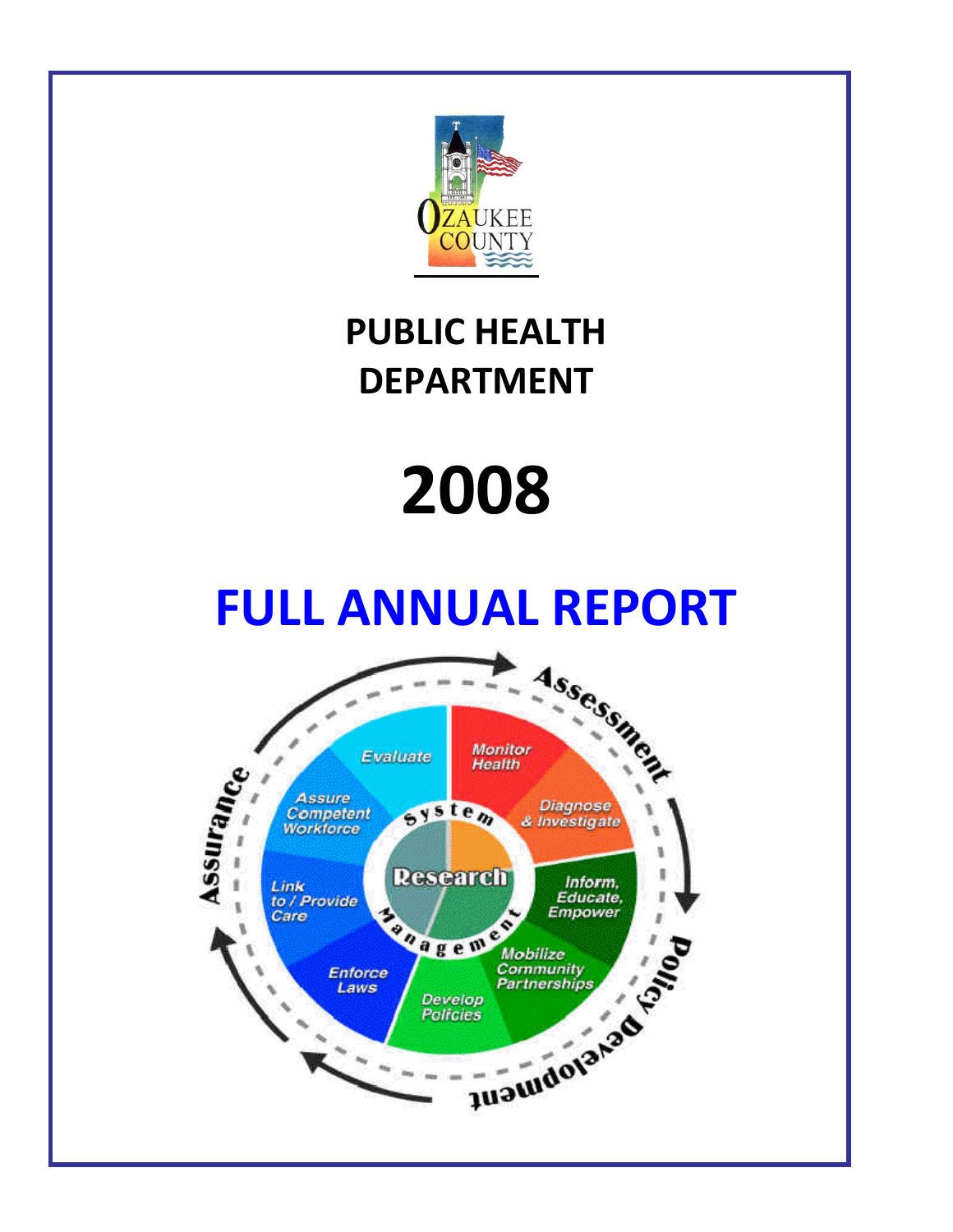# PUBLIC HEALTH DEPARTMENT

# 2008

# FULL ANNUAL REPORT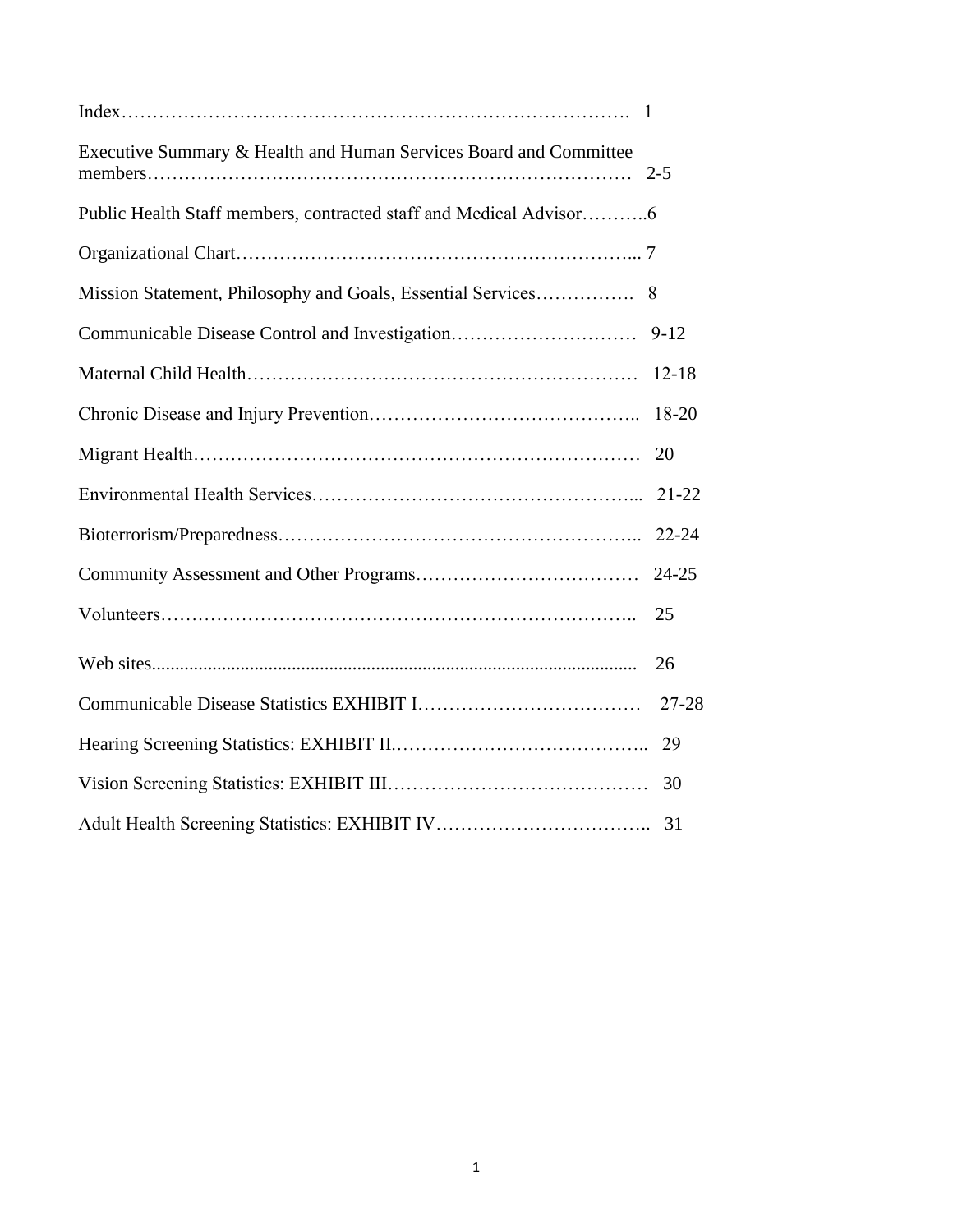| | |
|---|---|
| Index | 1 |
| Executive Summary & Health and Human Services Board and Committee members | 2-5 |
| Public Health Staff members, contracted staff and Medical Advisor | 6 |
| Organizational Chart | 7 |
| Mission Statement, Philosophy and Goals, Essential Services | 8 |
| Communicable Disease Control and Investigation | 9-12 |
| Maternal Child Health | 12-18 |
| Chronic Disease and Injury Prevention | 18-20 |
| Migrant Health | 20 |
| Environmental Health Services | 21-22 |
| Bioterrorism/Preparedness | 22-24 |
| Community Assessment and Other Programs | 24-25 |
| Volunteers | 25 |
| Web sites | 26 |
| Communicable Disease Statistics EXHIBIT I | 27-28 |
| Hearing Screening Statistics: EXHIBIT II | 29 |
| Vision Screening Statistics: EXHIBIT III | 30 |
| Adult Health Screening Statistics: EXHIBIT IV | 31 |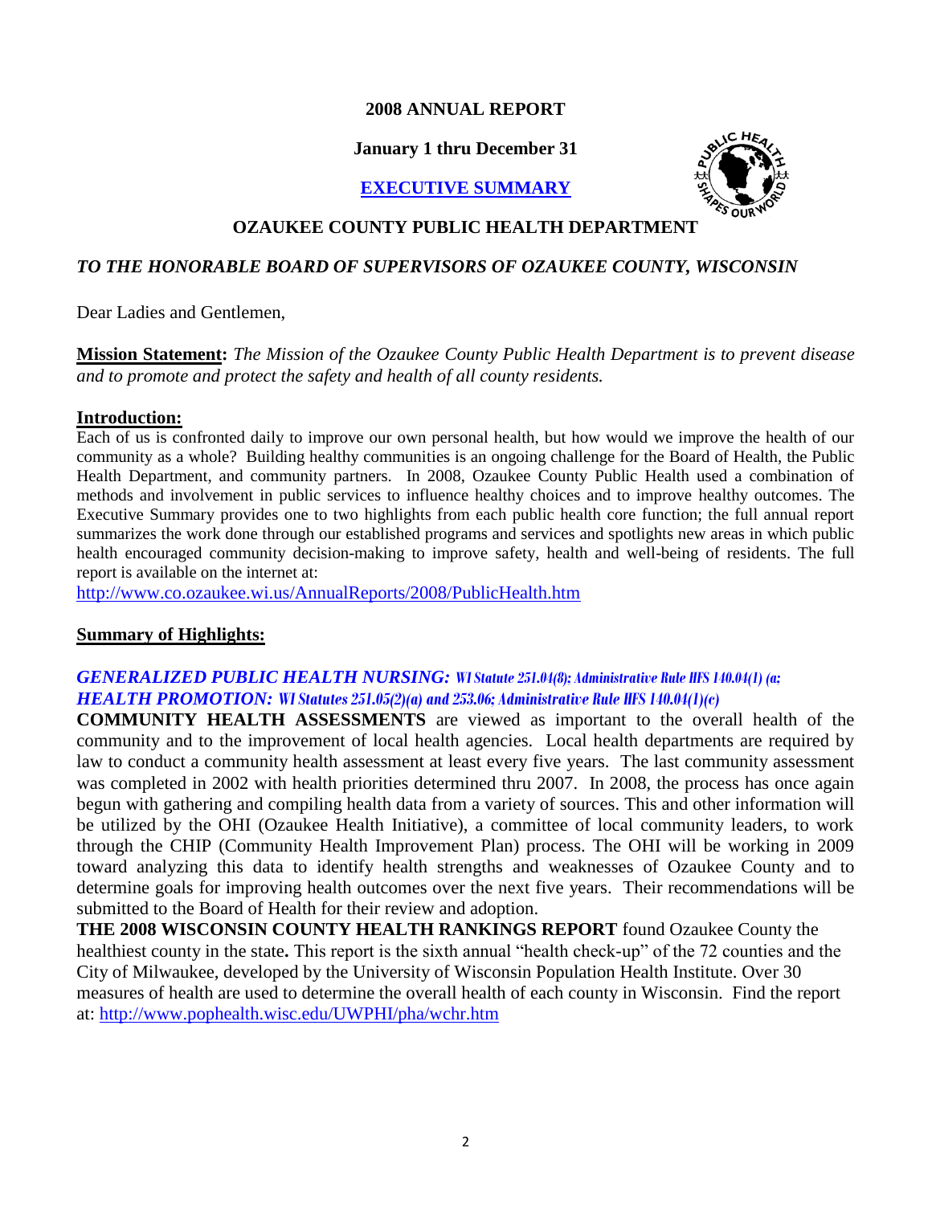# 2008 ANNUAL REPORT

**January 1 thru December 31**

**EXECUTIVE SUMMARY**

## OZAUKEE COUNTY PUBLIC HEALTH DEPARTMENT

***TO THE HONORABLE BOARD OF SUPERVISORS OF OZAUKEE COUNTY, WISCONSIN***

Dear Ladies and Gentlemen,

**Mission Statement:** *The Mission of the Ozaukee County Public Health Department is to prevent disease and to promote and protect the safety and health of all county residents.*

**Introduction:**

Each of us is confronted daily to improve our own personal health, but how would we improve the health of our community as a whole? Building healthy communities is an ongoing challenge for the Board of Health, the Public Health Department, and community partners. In 2008, Ozaukee County Public Health used a combination of methods and involvement in public services to influence healthy choices and to improve healthy outcomes. The Executive Summary provides one to two highlights from each public health core function; the full annual report summarizes the work done through our established programs and services and spotlights new areas in which public health encouraged community decision-making to improve safety, health and well-being of residents. The full report is available on the internet at:
http://www.co.ozaukee.wi.us/AnnualReports/2008/PublicHealth.htm

**Summary of Highlights:**

***GENERALIZED PUBLIC HEALTH NURSING:*** *WI Statute 251.04(8); Administrative Rule HFS 140.04(1) (a;*
***HEALTH PROMOTION:*** *WI Statutes 251.05(2)(a) and 253.06; Administrative Rule HFS 140.04(1)(c)*

**COMMUNITY HEALTH ASSESSMENTS** are viewed as important to the overall health of the community and to the improvement of local health agencies. Local health departments are required by law to conduct a community health assessment at least every five years. The last community assessment was completed in 2002 with health priorities determined thru 2007. In 2008, the process has once again begun with gathering and compiling health data from a variety of sources. This and other information will be utilized by the OHI (Ozaukee Health Initiative), a committee of local community leaders, to work through the CHIP (Community Health Improvement Plan) process. The OHI will be working in 2009 toward analyzing this data to identify health strengths and weaknesses of Ozaukee County and to determine goals for improving health outcomes over the next five years. Their recommendations will be submitted to the Board of Health for their review and adoption.

**THE 2008 WISCONSIN COUNTY HEALTH RANKINGS REPORT** found Ozaukee County the healthiest county in the state**.** This report is the sixth annual "health check-up" of the 72 counties and the City of Milwaukee, developed by the University of Wisconsin Population Health Institute. Over 30 measures of health are used to determine the overall health of each county in Wisconsin. Find the report at: http://www.pophealth.wisc.edu/UWPHI/pha/wchr.htm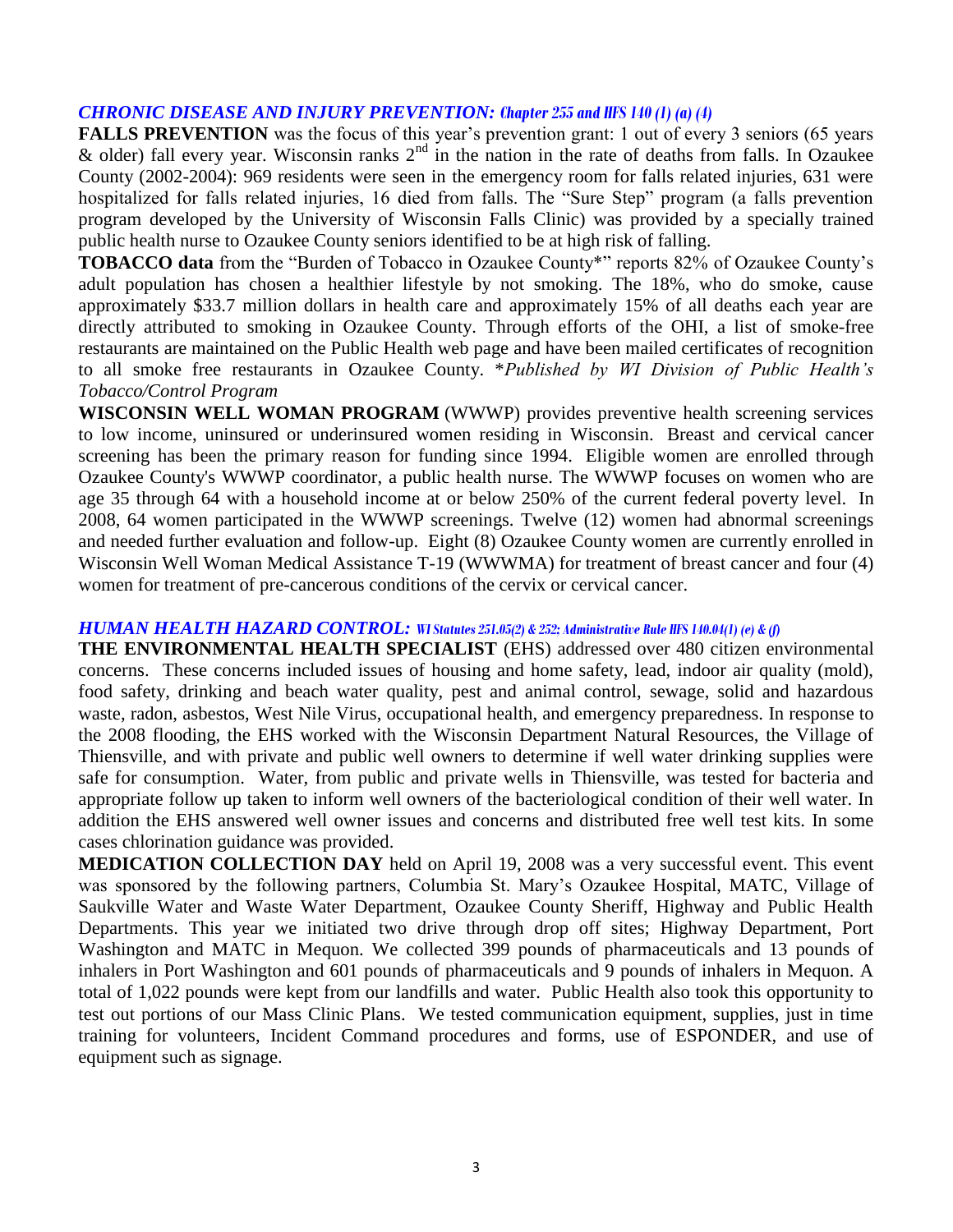## *CHRONIC DISEASE AND INJURY PREVENTION: Chapter 255 and HFS 140 (1) (a) (4)*

**FALLS PREVENTION** was the focus of this year's prevention grant: 1 out of every 3 seniors (65 years & older) fall every year. Wisconsin ranks 2nd in the nation in the rate of deaths from falls. In Ozaukee County (2002-2004): 969 residents were seen in the emergency room for falls related injuries, 631 were hospitalized for falls related injuries, 16 died from falls. The "Sure Step" program (a falls prevention program developed by the University of Wisconsin Falls Clinic) was provided by a specially trained public health nurse to Ozaukee County seniors identified to be at high risk of falling.

**TOBACCO data** from the "Burden of Tobacco in Ozaukee County*" reports 82% of Ozaukee County's adult population has chosen a healthier lifestyle by not smoking. The 18%, who do smoke, cause approximately $33.7 million dollars in health care and approximately 15% of all deaths each year are directly attributed to smoking in Ozaukee County. Through efforts of the OHI, a list of smoke-free restaurants are maintained on the Public Health web page and have been mailed certificates of recognition to all smoke free restaurants in Ozaukee County. **Published by WI Division of Public Health's Tobacco/Control Program*

**WISCONSIN WELL WOMAN PROGRAM** (WWWP) provides preventive health screening services to low income, uninsured or underinsured women residing in Wisconsin. Breast and cervical cancer screening has been the primary reason for funding since 1994. Eligible women are enrolled through Ozaukee County's WWWP coordinator, a public health nurse. The WWWP focuses on women who are age 35 through 64 with a household income at or below 250% of the current federal poverty level. In 2008, 64 women participated in the WWWP screenings. Twelve (12) women had abnormal screenings and needed further evaluation and follow-up. Eight (8) Ozaukee County women are currently enrolled in Wisconsin Well Woman Medical Assistance T-19 (WWWMA) for treatment of breast cancer and four (4) women for treatment of pre-cancerous conditions of the cervix or cervical cancer.

## *HUMAN HEALTH HAZARD CONTROL: WI Statutes 251.05(2) & 252; Administrative Rule HFS 140.04(1) (e) & (f)*

**THE ENVIRONMENTAL HEALTH SPECIALIST** (EHS) addressed over 480 citizen environmental concerns. These concerns included issues of housing and home safety, lead, indoor air quality (mold), food safety, drinking and beach water quality, pest and animal control, sewage, solid and hazardous waste, radon, asbestos, West Nile Virus, occupational health, and emergency preparedness. In response to the 2008 flooding, the EHS worked with the Wisconsin Department Natural Resources, the Village of Thiensville, and with private and public well owners to determine if well water drinking supplies were safe for consumption. Water, from public and private wells in Thiensville, was tested for bacteria and appropriate follow up taken to inform well owners of the bacteriological condition of their well water. In addition the EHS answered well owner issues and concerns and distributed free well test kits. In some cases chlorination guidance was provided.

**MEDICATION COLLECTION DAY** held on April 19, 2008 was a very successful event. This event was sponsored by the following partners, Columbia St. Mary's Ozaukee Hospital, MATC, Village of Saukville Water and Waste Water Department, Ozaukee County Sheriff, Highway and Public Health Departments. This year we initiated two drive through drop off sites; Highway Department, Port Washington and MATC in Mequon. We collected 399 pounds of pharmaceuticals and 13 pounds of inhalers in Port Washington and 601 pounds of pharmaceuticals and 9 pounds of inhalers in Mequon. A total of 1,022 pounds were kept from our landfills and water. Public Health also took this opportunity to test out portions of our Mass Clinic Plans. We tested communication equipment, supplies, just in time training for volunteers, Incident Command procedures and forms, use of ESPONDER, and use of equipment such as signage.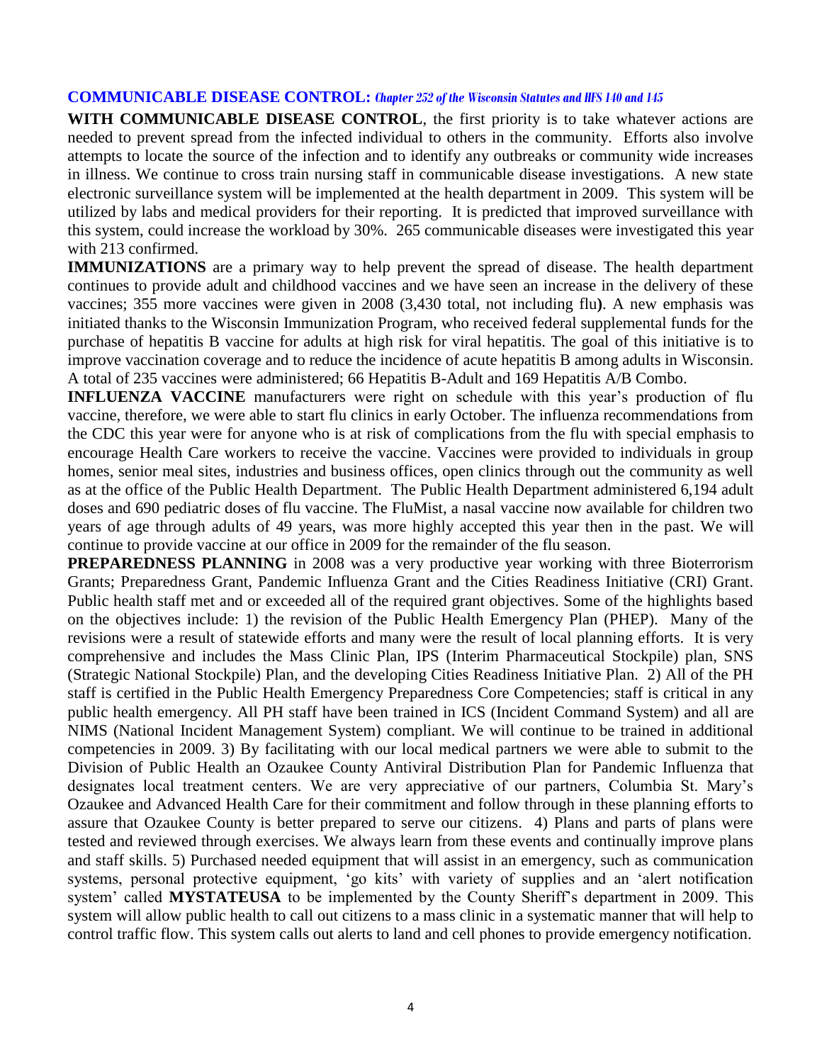## COMMUNICABLE DISEASE CONTROL: *Chapter 252 of the Wisconsin Statutes and HFS 140 and 145*

**WITH COMMUNICABLE DISEASE CONTROL**, the first priority is to take whatever actions are needed to prevent spread from the infected individual to others in the community. Efforts also involve attempts to locate the source of the infection and to identify any outbreaks or community wide increases in illness. We continue to cross train nursing staff in communicable disease investigations. A new state electronic surveillance system will be implemented at the health department in 2009. This system will be utilized by labs and medical providers for their reporting. It is predicted that improved surveillance with this system, could increase the workload by 30%. 265 communicable diseases were investigated this year with 213 confirmed.

**IMMUNIZATIONS** are a primary way to help prevent the spread of disease. The health department continues to provide adult and childhood vaccines and we have seen an increase in the delivery of these vaccines; 355 more vaccines were given in 2008 (3,430 total, not including flu**)**. A new emphasis was initiated thanks to the Wisconsin Immunization Program, who received federal supplemental funds for the purchase of hepatitis B vaccine for adults at high risk for viral hepatitis. The goal of this initiative is to improve vaccination coverage and to reduce the incidence of acute hepatitis B among adults in Wisconsin. A total of 235 vaccines were administered; 66 Hepatitis B-Adult and 169 Hepatitis A/B Combo.

**INFLUENZA VACCINE** manufacturers were right on schedule with this year's production of flu vaccine, therefore, we were able to start flu clinics in early October. The influenza recommendations from the CDC this year were for anyone who is at risk of complications from the flu with special emphasis to encourage Health Care workers to receive the vaccine. Vaccines were provided to individuals in group homes, senior meal sites, industries and business offices, open clinics through out the community as well as at the office of the Public Health Department. The Public Health Department administered 6,194 adult doses and 690 pediatric doses of flu vaccine. The FluMist, a nasal vaccine now available for children two years of age through adults of 49 years, was more highly accepted this year then in the past. We will continue to provide vaccine at our office in 2009 for the remainder of the flu season.

**PREPAREDNESS PLANNING** in 2008 was a very productive year working with three Bioterrorism Grants; Preparedness Grant, Pandemic Influenza Grant and the Cities Readiness Initiative (CRI) Grant. Public health staff met and or exceeded all of the required grant objectives. Some of the highlights based on the objectives include: 1) the revision of the Public Health Emergency Plan (PHEP). Many of the revisions were a result of statewide efforts and many were the result of local planning efforts. It is very comprehensive and includes the Mass Clinic Plan, IPS (Interim Pharmaceutical Stockpile) plan, SNS (Strategic National Stockpile) Plan, and the developing Cities Readiness Initiative Plan. 2) All of the PH staff is certified in the Public Health Emergency Preparedness Core Competencies; staff is critical in any public health emergency. All PH staff have been trained in ICS (Incident Command System) and all are NIMS (National Incident Management System) compliant. We will continue to be trained in additional competencies in 2009. 3) By facilitating with our local medical partners we were able to submit to the Division of Public Health an Ozaukee County Antiviral Distribution Plan for Pandemic Influenza that designates local treatment centers. We are very appreciative of our partners, Columbia St. Mary's Ozaukee and Advanced Health Care for their commitment and follow through in these planning efforts to assure that Ozaukee County is better prepared to serve our citizens. 4) Plans and parts of plans were tested and reviewed through exercises. We always learn from these events and continually improve plans and staff skills. 5) Purchased needed equipment that will assist in an emergency, such as communication systems, personal protective equipment, 'go kits' with variety of supplies and an 'alert notification system' called **MYSTATEUSA** to be implemented by the County Sheriff's department in 2009. This system will allow public health to call out citizens to a mass clinic in a systematic manner that will help to control traffic flow. This system calls out alerts to land and cell phones to provide emergency notification.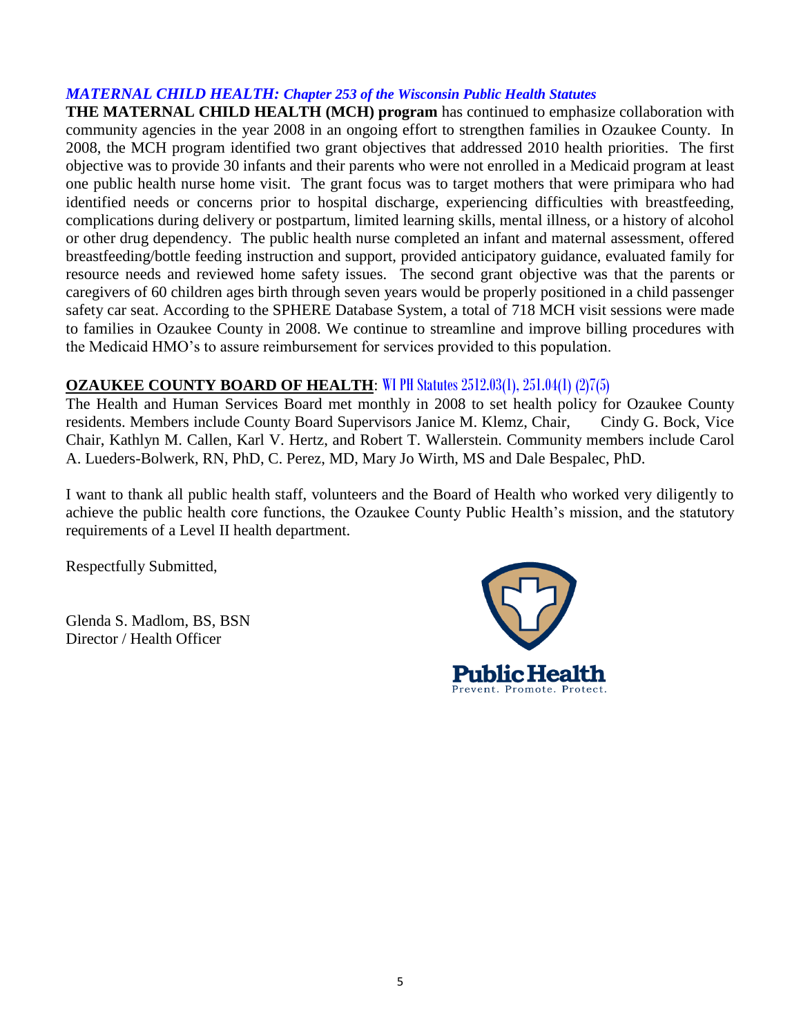***MATERNAL CHILD HEALTH: Chapter 253 of the Wisconsin Public Health Statutes***

**THE MATERNAL CHILD HEALTH (MCH) program** has continued to emphasize collaboration with community agencies in the year 2008 in an ongoing effort to strengthen families in Ozaukee County. In 2008, the MCH program identified two grant objectives that addressed 2010 health priorities. The first objective was to provide 30 infants and their parents who were not enrolled in a Medicaid program at least one public health nurse home visit. The grant focus was to target mothers that were primipara who had identified needs or concerns prior to hospital discharge, experiencing difficulties with breastfeeding, complications during delivery or postpartum, limited learning skills, mental illness, or a history of alcohol or other drug dependency. The public health nurse completed an infant and maternal assessment, offered breastfeeding/bottle feeding instruction and support, provided anticipatory guidance, evaluated family for resource needs and reviewed home safety issues. The second grant objective was that the parents or caregivers of 60 children ages birth through seven years would be properly positioned in a child passenger safety car seat. According to the SPHERE Database System, a total of 718 MCH visit sessions were made to families in Ozaukee County in 2008. We continue to streamline and improve billing procedures with the Medicaid HMO's to assure reimbursement for services provided to this population.

**OZAUKEE COUNTY BOARD OF HEALTH**: WI PH Statutes 2512.03(1), 251.04(1) (2)7(5)

The Health and Human Services Board met monthly in 2008 to set health policy for Ozaukee County residents. Members include County Board Supervisors Janice M. Klemz, Chair, Cindy G. Bock, Vice Chair, Kathlyn M. Callen, Karl V. Hertz, and Robert T. Wallerstein. Community members include Carol A. Lueders-Bolwerk, RN, PhD, C. Perez, MD, Mary Jo Wirth, MS and Dale Bespalec, PhD.

I want to thank all public health staff, volunteers and the Board of Health who worked very diligently to achieve the public health core functions, the Ozaukee County Public Health's mission, and the statutory requirements of a Level II health department.

Respectfully Submitted,

Glenda S. Madlom, BS, BSN
Director / Health Officer

Public Health
Prevent. Promote. Protect.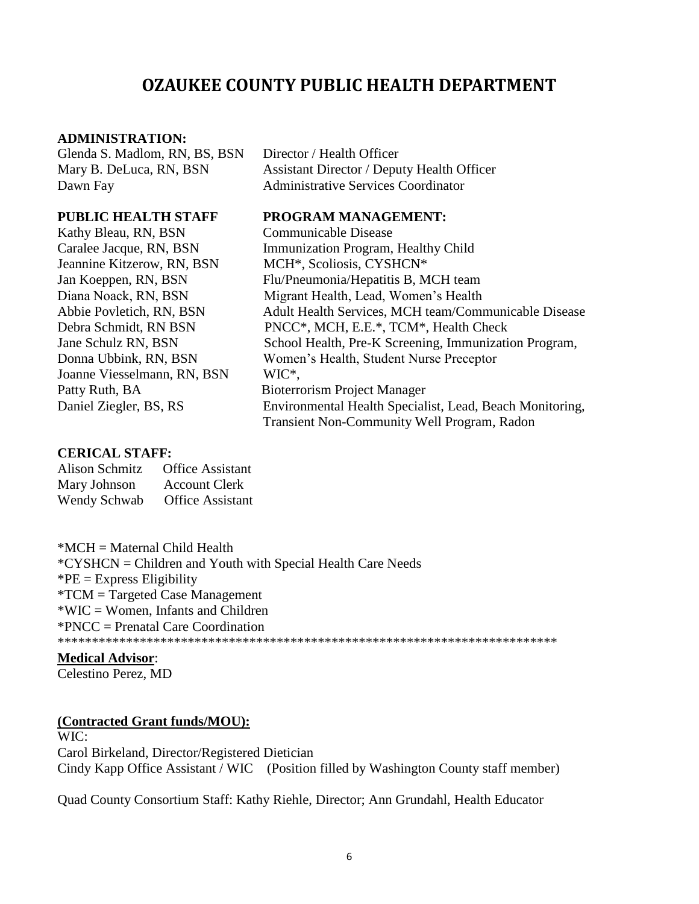# OZAUKEE COUNTY PUBLIC HEALTH DEPARTMENT

**ADMINISTRATION:**

| | |
|---|---|
| Glenda S. Madlom, RN, BS, BSN | Director / Health Officer |
| Mary B. DeLuca, RN, BSN | Assistant Director / Deputy Health Officer |
| Dawn Fay | Administrative Services Coordinator |

| **PUBLIC HEALTH STAFF** | **PROGRAM MANAGEMENT:** |
|---|---|
| Kathy Bleau, RN, BSN | Communicable Disease |
| Caralee Jacque, RN, BSN | Immunization Program, Healthy Child |
| Jeannine Kitzerow, RN, BSN | MCH*, Scoliosis, CYSHCN* |
| Jan Koeppen, RN, BSN | Flu/Pneumonia/Hepatitis B, MCH team |
| Diana Noack, RN, BSN | Migrant Health, Lead, Women's Health |
| Abbie Povletich, RN, BSN | Adult Health Services, MCH team/Communicable Disease |
| Debra Schmidt, RN BSN | PNCC*, MCH, E.E.*, TCM*, Health Check |
| Jane Schulz RN, BSN | School Health, Pre-K Screening, Immunization Program, |
| Donna Ubbink, RN, BSN | Women's Health, Student Nurse Preceptor |
| Joanne Viesselmann, RN, BSN | WIC*, |
| Patty Ruth, BA | Bioterrorism Project Manager |
| Daniel Ziegler, BS, RS | Environmental Health Specialist, Lead, Beach Monitoring, Transient Non-Community Well Program, Radon |

**CERICAL STAFF:**

| | |
|---|---|
| Alison Schmitz | Office Assistant |
| Mary Johnson | Account Clerk |
| Wendy Schwab | Office Assistant |

*MCH = Maternal Child Health
*CYSHCN = Children and Youth with Special Health Care Needs
*PE = Express Eligibility
*TCM = Targeted Case Management
*WIC = Women, Infants and Children
*PNCC = Prenatal Care Coordination
************************************************************************

**Medical Advisor**:
Celestino Perez, MD

**(Contracted Grant funds/MOU):**

WIC:
Carol Birkeland, Director/Registered Dietician
Cindy Kapp Office Assistant / WIC (Position filled by Washington County staff member)

Quad County Consortium Staff: Kathy Riehle, Director; Ann Grundahl, Health Educator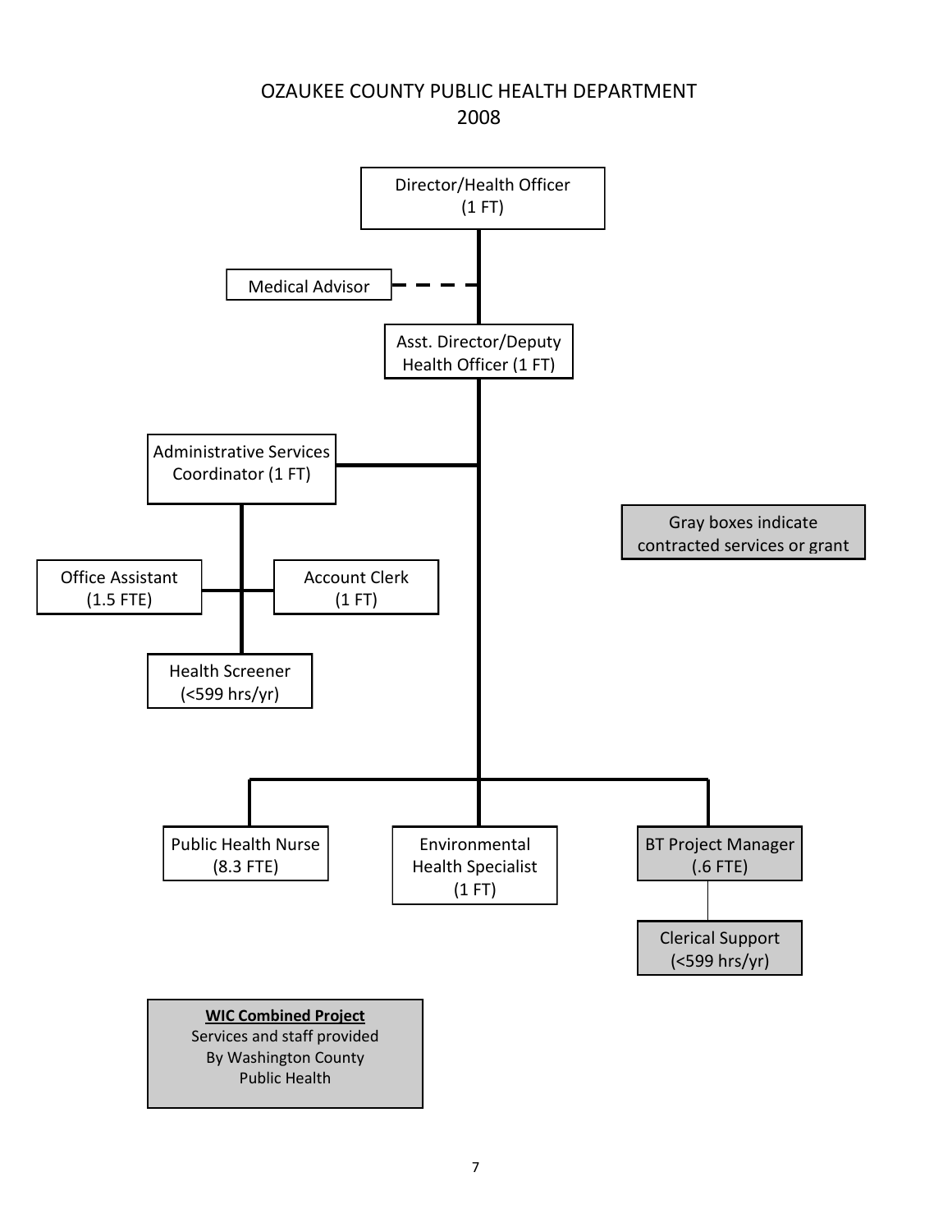# OZAUKEE COUNTY PUBLIC HEALTH DEPARTMENT 2008

Director/Health Officer (1 FT)

Medical Advisor

Asst. Director/Deputy Health Officer (1 FT)

Administrative Services Coordinator (1 FT)

Office Assistant (1.5 FTE)

Account Clerk (1 FT)

Health Screener (<599 hrs/yr)

Gray boxes indicate contracted services or grant

Public Health Nurse (8.3 FTE)

Environmental Health Specialist (1 FT)

BT Project Manager (.6 FTE)

Clerical Support (<599 hrs/yr)

**WIC Combined Project**
Services and staff provided By Washington County Public Health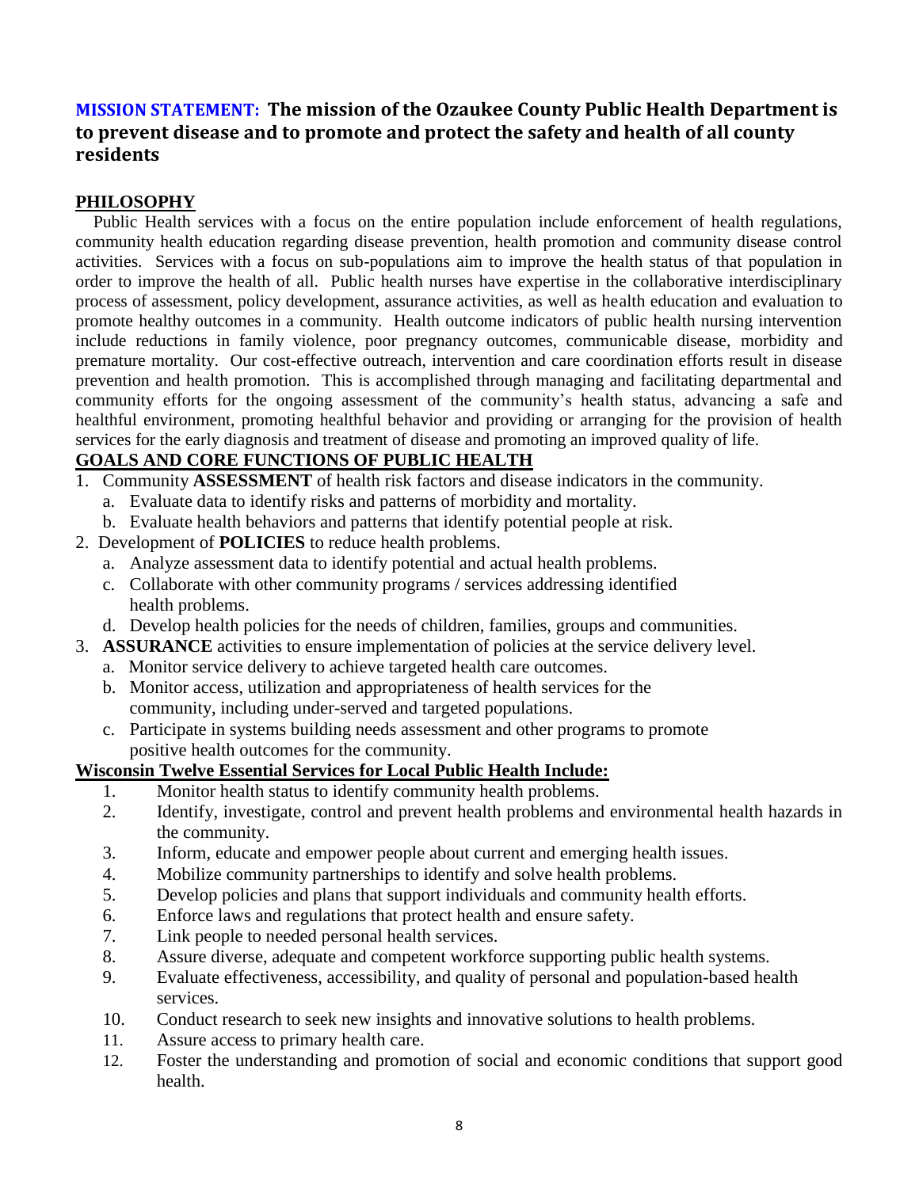## **MISSION STATEMENT: The mission of the Ozaukee County Public Health Department is to prevent disease and to promote and protect the safety and health of all county residents**

### PHILOSOPHY

Public Health services with a focus on the entire population include enforcement of health regulations, community health education regarding disease prevention, health promotion and community disease control activities. Services with a focus on sub-populations aim to improve the health status of that population in order to improve the health of all. Public health nurses have expertise in the collaborative interdisciplinary process of assessment, policy development, assurance activities, as well as health education and evaluation to promote healthy outcomes in a community. Health outcome indicators of public health nursing intervention include reductions in family violence, poor pregnancy outcomes, communicable disease, morbidity and premature mortality. Our cost-effective outreach, intervention and care coordination efforts result in disease prevention and health promotion. This is accomplished through managing and facilitating departmental and community efforts for the ongoing assessment of the community's health status, advancing a safe and healthful environment, promoting healthful behavior and providing or arranging for the provision of health services for the early diagnosis and treatment of disease and promoting an improved quality of life.

### GOALS AND CORE FUNCTIONS OF PUBLIC HEALTH

1. Community **ASSESSMENT** of health risk factors and disease indicators in the community.
   a. Evaluate data to identify risks and patterns of morbidity and mortality.
   b. Evaluate health behaviors and patterns that identify potential people at risk.
2. Development of **POLICIES** to reduce health problems.
   a. Analyze assessment data to identify potential and actual health problems.
   c. Collaborate with other community programs / services addressing identified health problems.
   d. Develop health policies for the needs of children, families, groups and communities.
3. **ASSURANCE** activities to ensure implementation of policies at the service delivery level.
   a. Monitor service delivery to achieve targeted health care outcomes.
   b. Monitor access, utilization and appropriateness of health services for the community, including under-served and targeted populations.
   c. Participate in systems building needs assessment and other programs to promote positive health outcomes for the community.

### Wisconsin Twelve Essential Services for Local Public Health Include:

1. Monitor health status to identify community health problems.
2. Identify, investigate, control and prevent health problems and environmental health hazards in the community.
3. Inform, educate and empower people about current and emerging health issues.
4. Mobilize community partnerships to identify and solve health problems.
5. Develop policies and plans that support individuals and community health efforts.
6. Enforce laws and regulations that protect health and ensure safety.
7. Link people to needed personal health services.
8. Assure diverse, adequate and competent workforce supporting public health systems.
9. Evaluate effectiveness, accessibility, and quality of personal and population-based health services.
10. Conduct research to seek new insights and innovative solutions to health problems.
11. Assure access to primary health care.
12. Foster the understanding and promotion of social and economic conditions that support good health.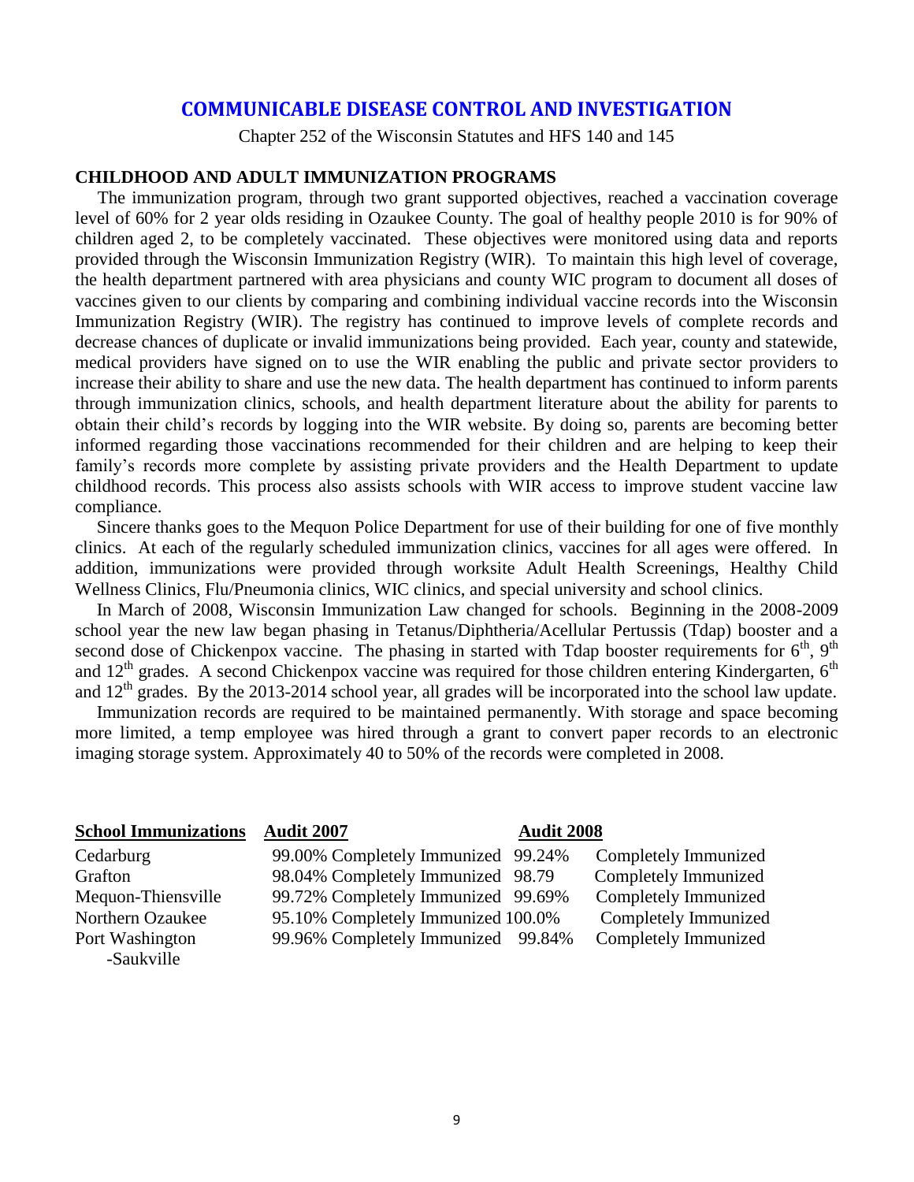## COMMUNICABLE DISEASE CONTROL AND INVESTIGATION

Chapter 252 of the Wisconsin Statutes and HFS 140 and 145

### CHILDHOOD AND ADULT IMMUNIZATION PROGRAMS

The immunization program, through two grant supported objectives, reached a vaccination coverage level of 60% for 2 year olds residing in Ozaukee County. The goal of healthy people 2010 is for 90% of children aged 2, to be completely vaccinated. These objectives were monitored using data and reports provided through the Wisconsin Immunization Registry (WIR). To maintain this high level of coverage, the health department partnered with area physicians and county WIC program to document all doses of vaccines given to our clients by comparing and combining individual vaccine records into the Wisconsin Immunization Registry (WIR). The registry has continued to improve levels of complete records and decrease chances of duplicate or invalid immunizations being provided. Each year, county and statewide, medical providers have signed on to use the WIR enabling the public and private sector providers to increase their ability to share and use the new data. The health department has continued to inform parents through immunization clinics, schools, and health department literature about the ability for parents to obtain their child's records by logging into the WIR website. By doing so, parents are becoming better informed regarding those vaccinations recommended for their children and are helping to keep their family's records more complete by assisting private providers and the Health Department to update childhood records. This process also assists schools with WIR access to improve student vaccine law compliance.

Sincere thanks goes to the Mequon Police Department for use of their building for one of five monthly clinics. At each of the regularly scheduled immunization clinics, vaccines for all ages were offered. In addition, immunizations were provided through worksite Adult Health Screenings, Healthy Child Wellness Clinics, Flu/Pneumonia clinics, WIC clinics, and special university and school clinics.

In March of 2008, Wisconsin Immunization Law changed for schools. Beginning in the 2008-2009 school year the new law began phasing in Tetanus/Diphtheria/Acellular Pertussis (Tdap) booster and a second dose of Chickenpox vaccine. The phasing in started with Tdap booster requirements for 6th, 9th and 12th grades. A second Chickenpox vaccine was required for those children entering Kindergarten, 6th and 12th grades. By the 2013-2014 school year, all grades will be incorporated into the school law update.

Immunization records are required to be maintained permanently. With storage and space becoming more limited, a temp employee was hired through a grant to convert paper records to an electronic imaging storage system. Approximately 40 to 50% of the records were completed in 2008.

| School Immunizations | Audit 2007 | Audit 2008 |
|---|---|---|
| Cedarburg | 99.00% Completely Immunized | 99.24% Completely Immunized |
| Grafton | 98.04% Completely Immunized | 98.79 Completely Immunized |
| Mequon-Thiensville | 99.72% Completely Immunized | 99.69% Completely Immunized |
| Northern Ozaukee | 95.10% Completely Immunized | 100.0% Completely Immunized |
| Port Washington -Saukville | 99.96% Completely Immunized | 99.84% Completely Immunized |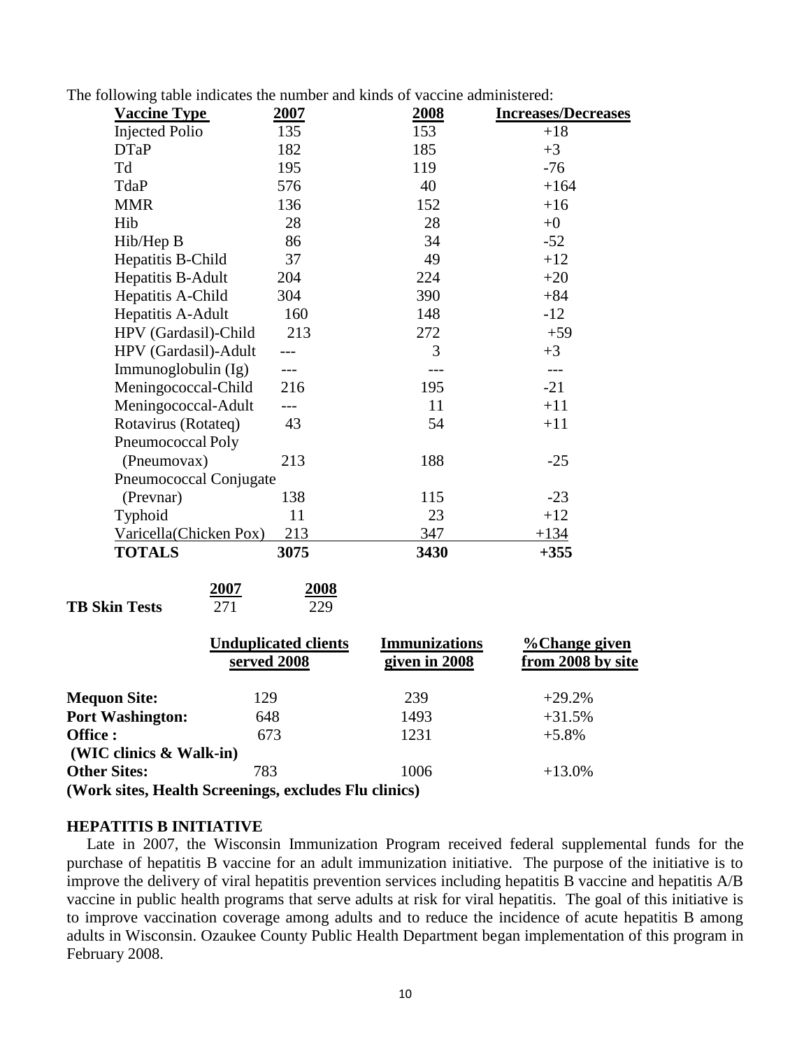The following table indicates the number and kinds of vaccine administered:

| Vaccine Type | 2007 | 2008 | Increases/Decreases |
|---|---|---|---|
| Injected Polio | 135 | 153 | +18 |
| DTaP | 182 | 185 | +3 |
| Td | 195 | 119 | -76 |
| TdaP | 576 | 40 | +164 |
| MMR | 136 | 152 | +16 |
| Hib | 28 | 28 | +0 |
| Hib/Hep B | 86 | 34 | -52 |
| Hepatitis B-Child | 37 | 49 | +12 |
| Hepatitis B-Adult | 204 | 224 | +20 |
| Hepatitis A-Child | 304 | 390 | +84 |
| Hepatitis A-Adult | 160 | 148 | -12 |
| HPV (Gardasil)-Child | 213 | 272 | +59 |
| HPV (Gardasil)-Adult | --- | 3 | +3 |
| Immunoglobulin (Ig) | --- | --- | --- |
| Meningococcal-Child | 216 | 195 | -21 |
| Meningococcal-Adult | --- | 11 | +11 |
| Rotavirus (Rotateq) | 43 | 54 | +11 |
| Pneumococcal Poly (Pneumovax) | 213 | 188 | -25 |
| Pneumococcal Conjugate (Prevnar) | 138 | 115 | -23 |
| Typhoid | 11 | 23 | +12 |
| Varicella(Chicken Pox) | 213 | 347 | +134 |
| **TOTALS** | **3075** | **3430** | **+355** |

| | 2007 | 2008 |
|---|---|---|
| **TB Skin Tests** | 271 | 229 |

| | Unduplicated clients served 2008 | Immunizations given in 2008 | %Change given from 2008 by site |
|---|---|---|---|
| **Mequon Site:** | 129 | 239 | +29.2% |
| **Port Washington:** | 648 | 1493 | +31.5% |
| **Office : (WIC clinics & Walk-in)** | 673 | 1231 | +5.8% |
| **Other Sites: (Work sites, Health Screenings, excludes Flu clinics)** | 783 | 1006 | +13.0% |

**HEPATITIS B INITIATIVE**

Late in 2007, the Wisconsin Immunization Program received federal supplemental funds for the purchase of hepatitis B vaccine for an adult immunization initiative. The purpose of the initiative is to improve the delivery of viral hepatitis prevention services including hepatitis B vaccine and hepatitis A/B vaccine in public health programs that serve adults at risk for viral hepatitis. The goal of this initiative is to improve vaccination coverage among adults and to reduce the incidence of acute hepatitis B among adults in Wisconsin. Ozaukee County Public Health Department began implementation of this program in February 2008.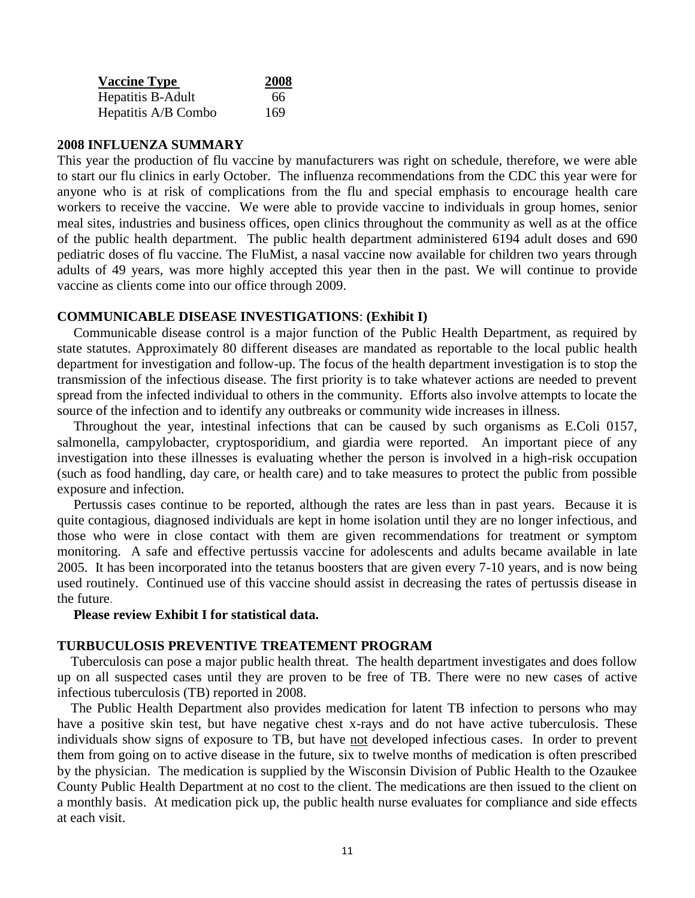| Vaccine Type | 2008 |
|---|---|
| Hepatitis B-Adult | 66 |
| Hepatitis A/B Combo | 169 |

## 2008 INFLUENZA SUMMARY

This year the production of flu vaccine by manufacturers was right on schedule, therefore, we were able to start our flu clinics in early October. The influenza recommendations from the CDC this year were for anyone who is at risk of complications from the flu and special emphasis to encourage health care workers to receive the vaccine. We were able to provide vaccine to individuals in group homes, senior meal sites, industries and business offices, open clinics throughout the community as well as at the office of the public health department. The public health department administered 6194 adult doses and 690 pediatric doses of flu vaccine. The FluMist, a nasal vaccine now available for children two years through adults of 49 years, was more highly accepted this year then in the past. We will continue to provide vaccine as clients come into our office through 2009.

## COMMUNICABLE DISEASE INVESTIGATIONS: (Exhibit I)

Communicable disease control is a major function of the Public Health Department, as required by state statutes. Approximately 80 different diseases are mandated as reportable to the local public health department for investigation and follow-up. The focus of the health department investigation is to stop the transmission of the infectious disease. The first priority is to take whatever actions are needed to prevent spread from the infected individual to others in the community. Efforts also involve attempts to locate the source of the infection and to identify any outbreaks or community wide increases in illness.

Throughout the year, intestinal infections that can be caused by such organisms as E.Coli 0157, salmonella, campylobacter, cryptosporidium, and giardia were reported. An important piece of any investigation into these illnesses is evaluating whether the person is involved in a high-risk occupation (such as food handling, day care, or health care) and to take measures to protect the public from possible exposure and infection.

Pertussis cases continue to be reported, although the rates are less than in past years. Because it is quite contagious, diagnosed individuals are kept in home isolation until they are no longer infectious, and those who were in close contact with them are given recommendations for treatment or symptom monitoring. A safe and effective pertussis vaccine for adolescents and adults became available in late 2005. It has been incorporated into the tetanus boosters that are given every 7-10 years, and is now being used routinely. Continued use of this vaccine should assist in decreasing the rates of pertussis disease in the future.

**Please review Exhibit I for statistical data.**

## TURBUCULOSIS PREVENTIVE TREATEMENT PROGRAM

Tuberculosis can pose a major public health threat. The health department investigates and does follow up on all suspected cases until they are proven to be free of TB. There were no new cases of active infectious tuberculosis (TB) reported in 2008.

The Public Health Department also provides medication for latent TB infection to persons who may have a positive skin test, but have negative chest x-rays and do not have active tuberculosis. These individuals show signs of exposure to TB, but have not developed infectious cases. In order to prevent them from going on to active disease in the future, six to twelve months of medication is often prescribed by the physician. The medication is supplied by the Wisconsin Division of Public Health to the Ozaukee County Public Health Department at no cost to the client. The medications are then issued to the client on a monthly basis. At medication pick up, the public health nurse evaluates for compliance and side effects at each visit.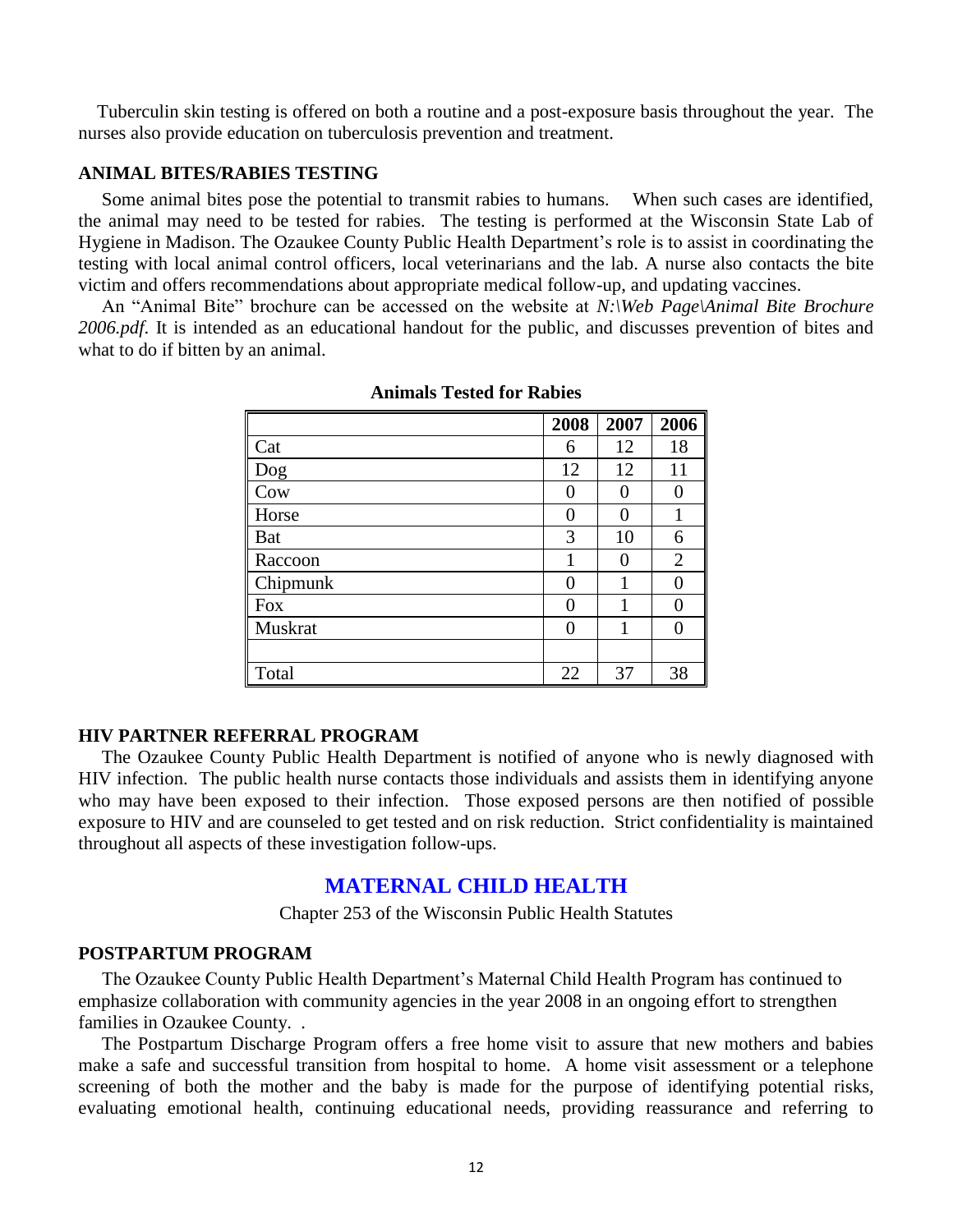Tuberculin skin testing is offered on both a routine and a post-exposure basis throughout the year. The nurses also provide education on tuberculosis prevention and treatment.

### ANIMAL BITES/RABIES TESTING

Some animal bites pose the potential to transmit rabies to humans. When such cases are identified, the animal may need to be tested for rabies. The testing is performed at the Wisconsin State Lab of Hygiene in Madison. The Ozaukee County Public Health Department's role is to assist in coordinating the testing with local animal control officers, local veterinarians and the lab. A nurse also contacts the bite victim and offers recommendations about appropriate medical follow-up, and updating vaccines.

An "Animal Bite" brochure can be accessed on the website at *N:\Web Page\Animal Bite Brochure 2006.pdf*. It is intended as an educational handout for the public, and discusses prevention of bites and what to do if bitten by an animal.

**Animals Tested for Rabies**

| | 2008 | 2007 | 2006 |
|---|---|---|---|
| Cat | 6 | 12 | 18 |
| Dog | 12 | 12 | 11 |
| Cow | 0 | 0 | 0 |
| Horse | 0 | 0 | 1 |
| Bat | 3 | 10 | 6 |
| Raccoon | 1 | 0 | 2 |
| Chipmunk | 0 | 1 | 0 |
| Fox | 0 | 1 | 0 |
| Muskrat | 0 | 1 | 0 |
| | | | |
| Total | 22 | 37 | 38 |

### HIV PARTNER REFERRAL PROGRAM

The Ozaukee County Public Health Department is notified of anyone who is newly diagnosed with HIV infection. The public health nurse contacts those individuals and assists them in identifying anyone who may have been exposed to their infection. Those exposed persons are then notified of possible exposure to HIV and are counseled to get tested and on risk reduction. Strict confidentiality is maintained throughout all aspects of these investigation follow-ups.

## MATERNAL CHILD HEALTH

Chapter 253 of the Wisconsin Public Health Statutes

### POSTPARTUM PROGRAM

The Ozaukee County Public Health Department's Maternal Child Health Program has continued to emphasize collaboration with community agencies in the year 2008 in an ongoing effort to strengthen families in Ozaukee County. .

The Postpartum Discharge Program offers a free home visit to assure that new mothers and babies make a safe and successful transition from hospital to home. A home visit assessment or a telephone screening of both the mother and the baby is made for the purpose of identifying potential risks, evaluating emotional health, continuing educational needs, providing reassurance and referring to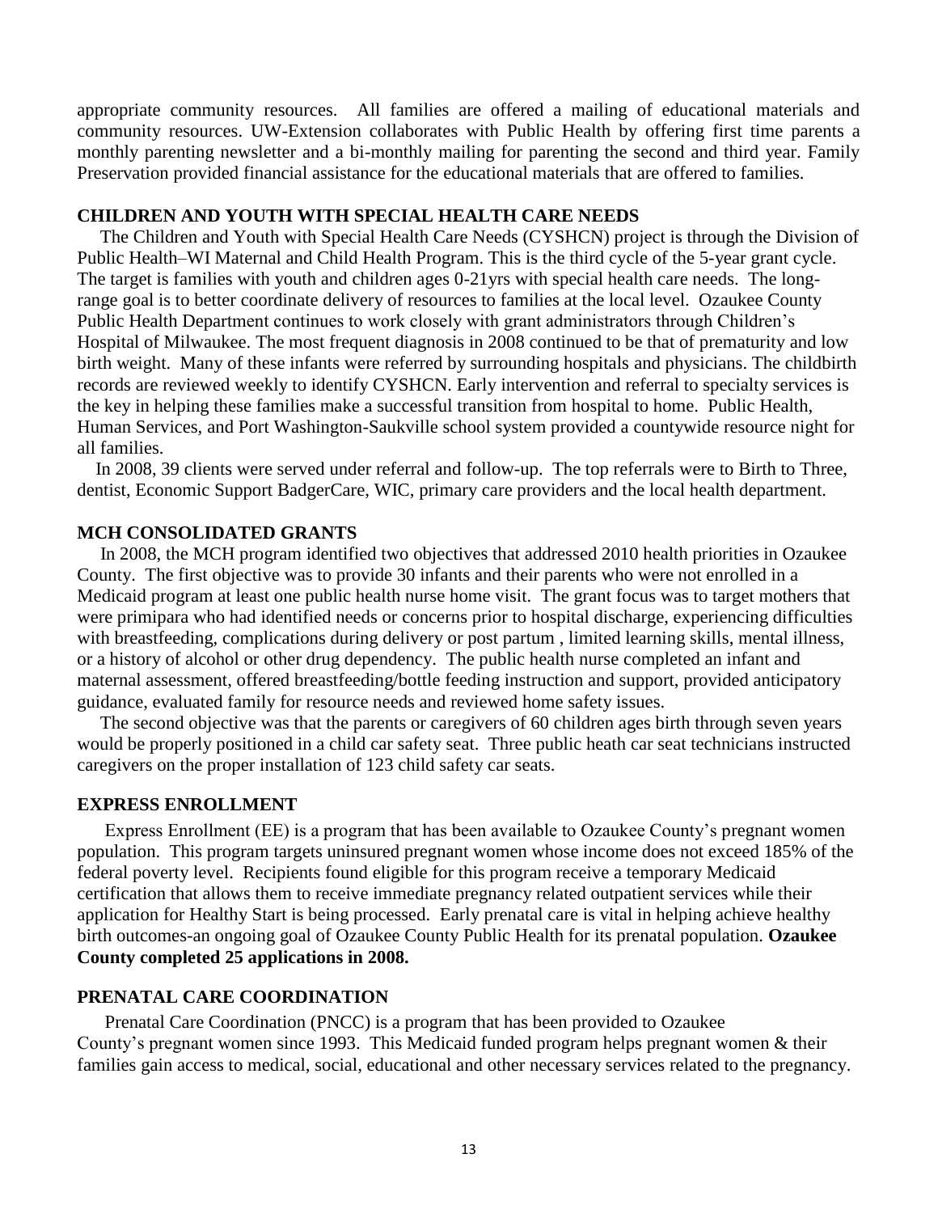appropriate community resources. All families are offered a mailing of educational materials and community resources. UW-Extension collaborates with Public Health by offering first time parents a monthly parenting newsletter and a bi-monthly mailing for parenting the second and third year. Family Preservation provided financial assistance for the educational materials that are offered to families.

## CHILDREN AND YOUTH WITH SPECIAL HEALTH CARE NEEDS

The Children and Youth with Special Health Care Needs (CYSHCN) project is through the Division of Public Health–WI Maternal and Child Health Program. This is the third cycle of the 5-year grant cycle. The target is families with youth and children ages 0-21yrs with special health care needs. The long-range goal is to better coordinate delivery of resources to families at the local level. Ozaukee County Public Health Department continues to work closely with grant administrators through Children's Hospital of Milwaukee. The most frequent diagnosis in 2008 continued to be that of prematurity and low birth weight. Many of these infants were referred by surrounding hospitals and physicians. The childbirth records are reviewed weekly to identify CYSHCN. Early intervention and referral to specialty services is the key in helping these families make a successful transition from hospital to home. Public Health, Human Services, and Port Washington-Saukville school system provided a countywide resource night for all families.

In 2008, 39 clients were served under referral and follow-up. The top referrals were to Birth to Three, dentist, Economic Support BadgerCare, WIC, primary care providers and the local health department.

## MCH CONSOLIDATED GRANTS

In 2008, the MCH program identified two objectives that addressed 2010 health priorities in Ozaukee County. The first objective was to provide 30 infants and their parents who were not enrolled in a Medicaid program at least one public health nurse home visit. The grant focus was to target mothers that were primipara who had identified needs or concerns prior to hospital discharge, experiencing difficulties with breastfeeding, complications during delivery or post partum , limited learning skills, mental illness, or a history of alcohol or other drug dependency. The public health nurse completed an infant and maternal assessment, offered breastfeeding/bottle feeding instruction and support, provided anticipatory guidance, evaluated family for resource needs and reviewed home safety issues.

The second objective was that the parents or caregivers of 60 children ages birth through seven years would be properly positioned in a child car safety seat. Three public heath car seat technicians instructed caregivers on the proper installation of 123 child safety car seats.

## EXPRESS ENROLLMENT

Express Enrollment (EE) is a program that has been available to Ozaukee County's pregnant women population. This program targets uninsured pregnant women whose income does not exceed 185% of the federal poverty level. Recipients found eligible for this program receive a temporary Medicaid certification that allows them to receive immediate pregnancy related outpatient services while their application for Healthy Start is being processed. Early prenatal care is vital in helping achieve healthy birth outcomes-an ongoing goal of Ozaukee County Public Health for its prenatal population. **Ozaukee County completed 25 applications in 2008.**

## PRENATAL CARE COORDINATION

Prenatal Care Coordination (PNCC) is a program that has been provided to Ozaukee County's pregnant women since 1993. This Medicaid funded program helps pregnant women & their families gain access to medical, social, educational and other necessary services related to the pregnancy.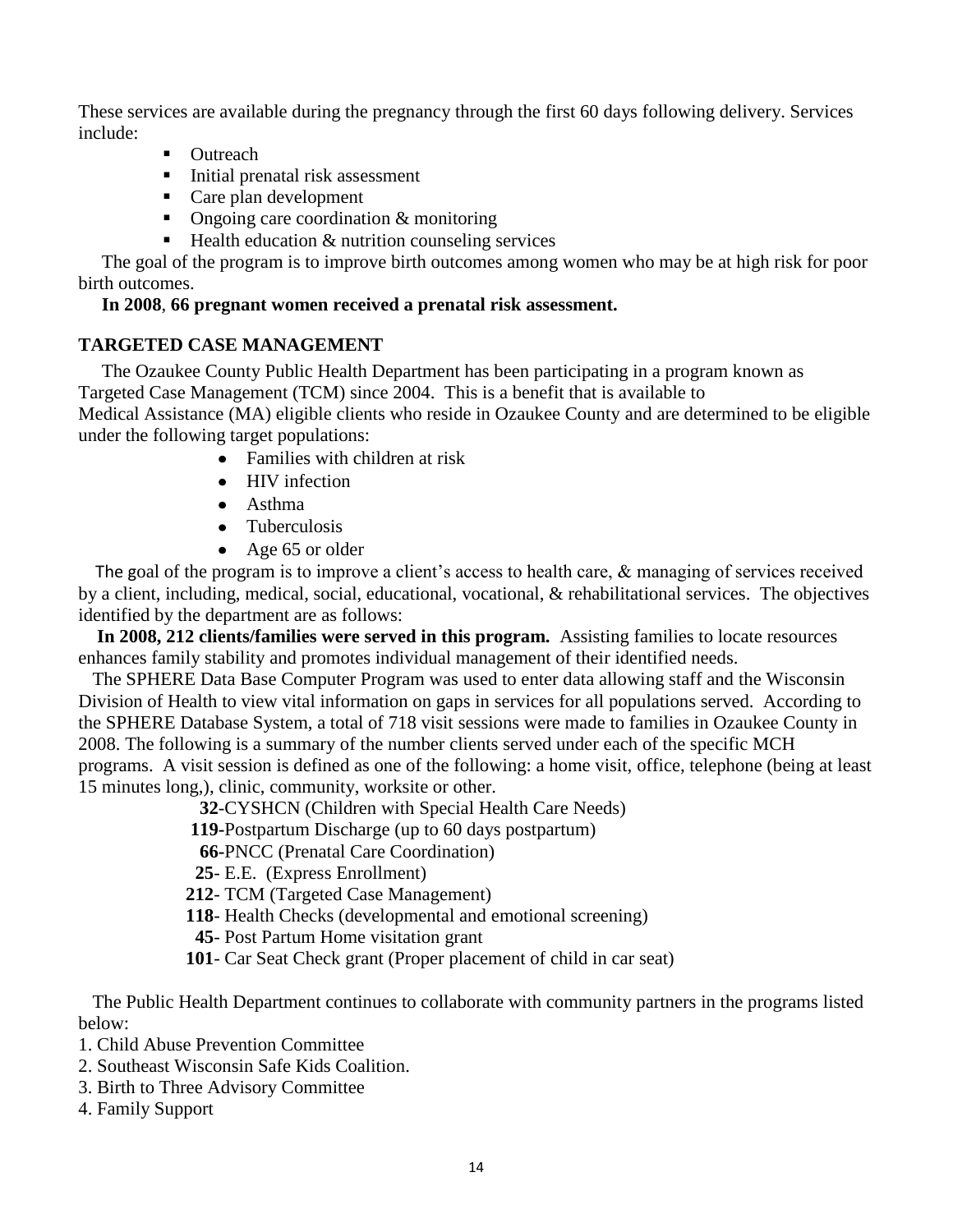These services are available during the pregnancy through the first 60 days following delivery. Services include:

- Outreach
- Initial prenatal risk assessment
- Care plan development
- Ongoing care coordination & monitoring
- Health education & nutrition counseling services

The goal of the program is to improve birth outcomes among women who may be at high risk for poor birth outcomes.

**In 2008**, **66 pregnant women received a prenatal risk assessment.**

## TARGETED CASE MANAGEMENT

The Ozaukee County Public Health Department has been participating in a program known as Targeted Case Management (TCM) since 2004. This is a benefit that is available to Medical Assistance (MA) eligible clients who reside in Ozaukee County and are determined to be eligible under the following target populations:

- Families with children at risk
- HIV infection
- Asthma
- Tuberculosis
- Age 65 or older

The goal of the program is to improve a client's access to health care, & managing of services received by a client, including, medical, social, educational, vocational, & rehabilitational services. The objectives identified by the department are as follows:

**In 2008, 212 clients/families were served in this program.** Assisting families to locate resources enhances family stability and promotes individual management of their identified needs.

The SPHERE Data Base Computer Program was used to enter data allowing staff and the Wisconsin Division of Health to view vital information on gaps in services for all populations served. According to the SPHERE Database System, a total of 718 visit sessions were made to families in Ozaukee County in 2008. The following is a summary of the number clients served under each of the specific MCH programs. A visit session is defined as one of the following: a home visit, office, telephone (being at least 15 minutes long,), clinic, community, worksite or other.

**32**-CYSHCN (Children with Special Health Care Needs)
**119**-Postpartum Discharge (up to 60 days postpartum)
**66**-PNCC (Prenatal Care Coordination)
**25**- E.E. (Express Enrollment)
**212**- TCM (Targeted Case Management)
**118**- Health Checks (developmental and emotional screening)
**45**- Post Partum Home visitation grant
**101**- Car Seat Check grant (Proper placement of child in car seat)

The Public Health Department continues to collaborate with community partners in the programs listed below:

1. Child Abuse Prevention Committee
2. Southeast Wisconsin Safe Kids Coalition.
3. Birth to Three Advisory Committee
4. Family Support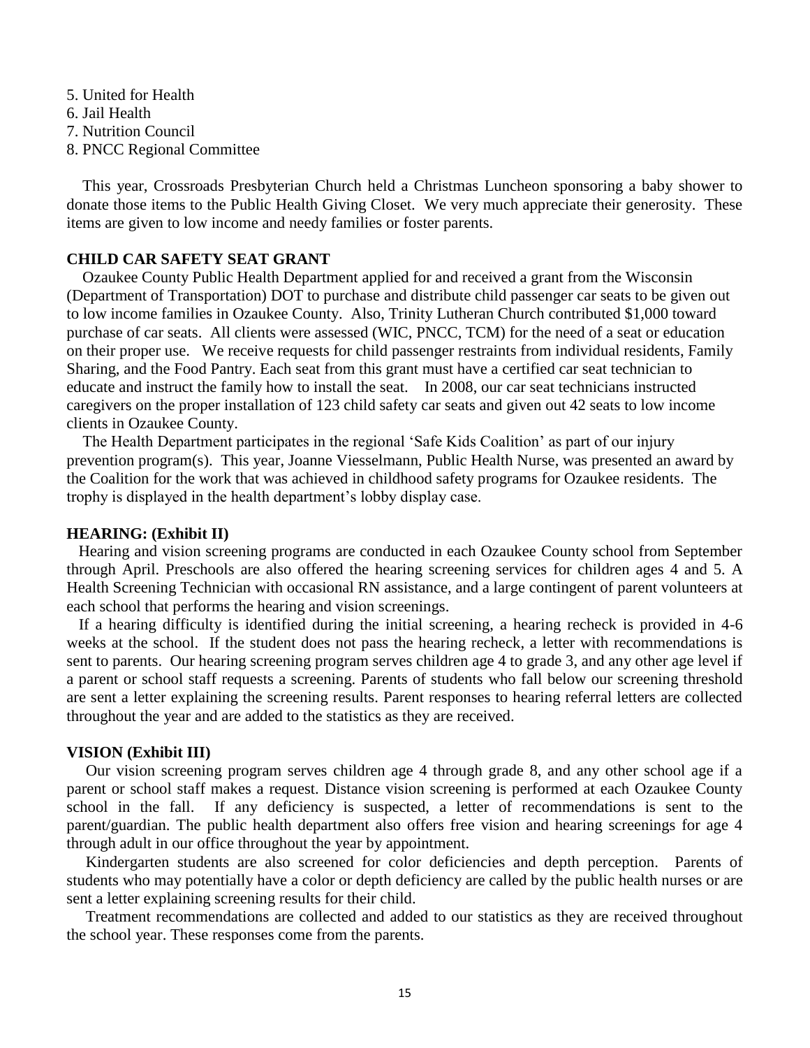5. United for Health
6. Jail Health
7. Nutrition Council
8. PNCC Regional Committee

This year, Crossroads Presbyterian Church held a Christmas Luncheon sponsoring a baby shower to donate those items to the Public Health Giving Closet. We very much appreciate their generosity. These items are given to low income and needy families or foster parents.

**CHILD CAR SAFETY SEAT GRANT**

Ozaukee County Public Health Department applied for and received a grant from the Wisconsin (Department of Transportation) DOT to purchase and distribute child passenger car seats to be given out to low income families in Ozaukee County. Also, Trinity Lutheran Church contributed $1,000 toward purchase of car seats. All clients were assessed (WIC, PNCC, TCM) for the need of a seat or education on their proper use. We receive requests for child passenger restraints from individual residents, Family Sharing, and the Food Pantry. Each seat from this grant must have a certified car seat technician to educate and instruct the family how to install the seat. In 2008, our car seat technicians instructed caregivers on the proper installation of 123 child safety car seats and given out 42 seats to low income clients in Ozaukee County.

The Health Department participates in the regional 'Safe Kids Coalition' as part of our injury prevention program(s). This year, Joanne Viesselmann, Public Health Nurse, was presented an award by the Coalition for the work that was achieved in childhood safety programs for Ozaukee residents. The trophy is displayed in the health department's lobby display case.

**HEARING: (Exhibit II)**

Hearing and vision screening programs are conducted in each Ozaukee County school from September through April. Preschools are also offered the hearing screening services for children ages 4 and 5. A Health Screening Technician with occasional RN assistance, and a large contingent of parent volunteers at each school that performs the hearing and vision screenings.

If a hearing difficulty is identified during the initial screening, a hearing recheck is provided in 4-6 weeks at the school. If the student does not pass the hearing recheck, a letter with recommendations is sent to parents. Our hearing screening program serves children age 4 to grade 3, and any other age level if a parent or school staff requests a screening. Parents of students who fall below our screening threshold are sent a letter explaining the screening results. Parent responses to hearing referral letters are collected throughout the year and are added to the statistics as they are received.

**VISION (Exhibit III)**

Our vision screening program serves children age 4 through grade 8, and any other school age if a parent or school staff makes a request. Distance vision screening is performed at each Ozaukee County school in the fall. If any deficiency is suspected, a letter of recommendations is sent to the parent/guardian. The public health department also offers free vision and hearing screenings for age 4 through adult in our office throughout the year by appointment.

Kindergarten students are also screened for color deficiencies and depth perception. Parents of students who may potentially have a color or depth deficiency are called by the public health nurses or are sent a letter explaining screening results for their child.

Treatment recommendations are collected and added to our statistics as they are received throughout the school year. These responses come from the parents.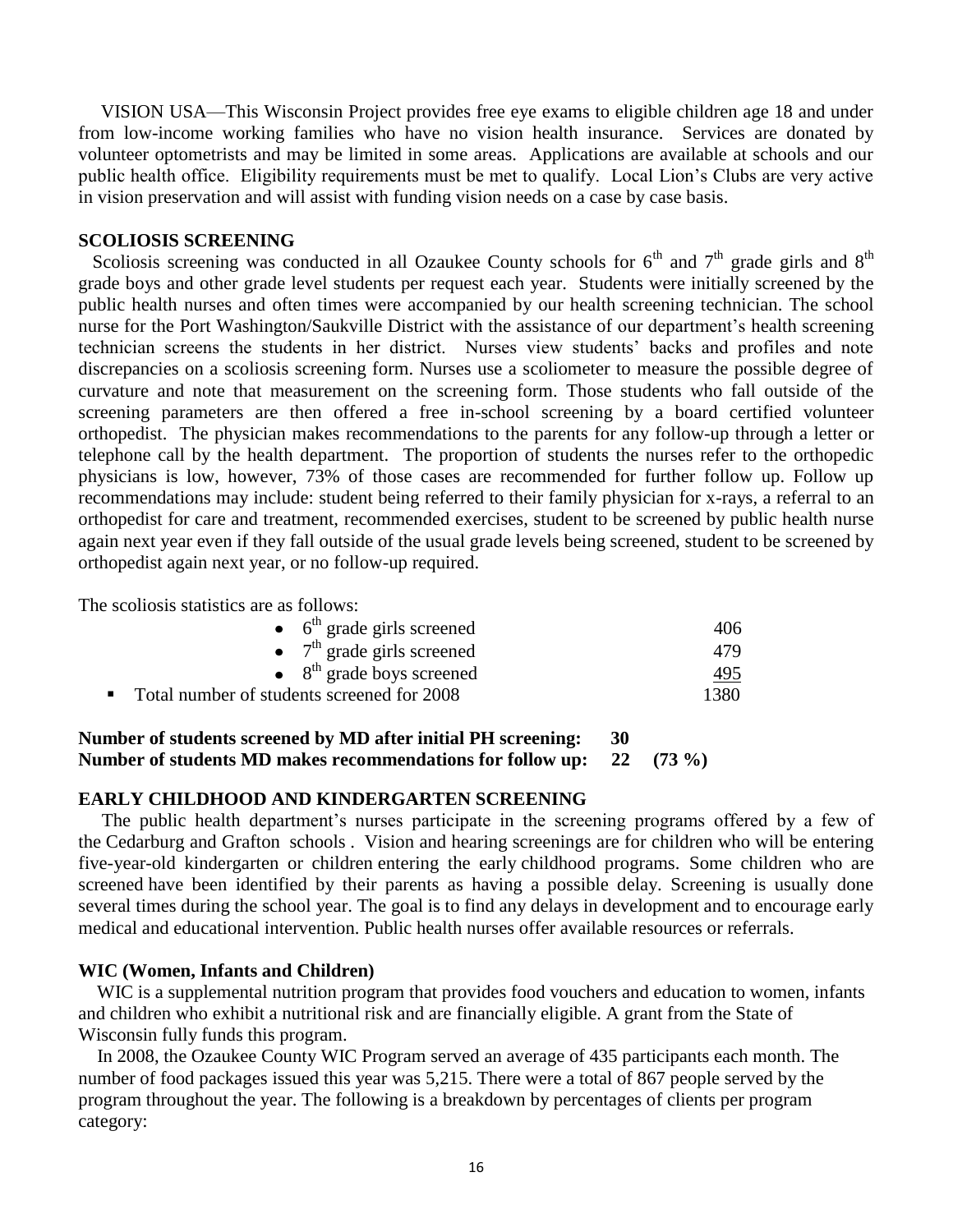VISION USA—This Wisconsin Project provides free eye exams to eligible children age 18 and under from low-income working families who have no vision health insurance. Services are donated by volunteer optometrists and may be limited in some areas. Applications are available at schools and our public health office. Eligibility requirements must be met to qualify. Local Lion's Clubs are very active in vision preservation and will assist with funding vision needs on a case by case basis.

## SCOLIOSIS SCREENING

Scoliosis screening was conducted in all Ozaukee County schools for 6th and 7th grade girls and 8th grade boys and other grade level students per request each year. Students were initially screened by the public health nurses and often times were accompanied by our health screening technician. The school nurse for the Port Washington/Saukville District with the assistance of our department's health screening technician screens the students in her district. Nurses view students' backs and profiles and note discrepancies on a scoliosis screening form. Nurses use a scoliometer to measure the possible degree of curvature and note that measurement on the screening form. Those students who fall outside of the screening parameters are then offered a free in-school screening by a board certified volunteer orthopedist. The physician makes recommendations to the parents for any follow-up through a letter or telephone call by the health department. The proportion of students the nurses refer to the orthopedic physicians is low, however, 73% of those cases are recommended for further follow up. Follow up recommendations may include: student being referred to their family physician for x-rays, a referral to an orthopedist for care and treatment, recommended exercises, student to be screened by public health nurse again next year even if they fall outside of the usual grade levels being screened, student to be screened by orthopedist again next year, or no follow-up required.

The scoliosis statistics are as follows:

| | |
|---|---|
| • 6th grade girls screened | 406 |
| • 7th grade girls screened | 479 |
| • 8th grade boys screened | 495 |
| ▪ Total number of students screened for 2008 | 1380 |

**Number of students screened by MD after initial PH screening: 30**
**Number of students MD makes recommendations for follow up: 22 (73 %)**

## EARLY CHILDHOOD AND KINDERGARTEN SCREENING

The public health department's nurses participate in the screening programs offered by a few of the Cedarburg and Grafton schools . Vision and hearing screenings are for children who will be entering five-year-old kindergarten or children entering the early childhood programs. Some children who are screened have been identified by their parents as having a possible delay. Screening is usually done several times during the school year. The goal is to find any delays in development and to encourage early medical and educational intervention. Public health nurses offer available resources or referrals.

## WIC (Women, Infants and Children)

WIC is a supplemental nutrition program that provides food vouchers and education to women, infants and children who exhibit a nutritional risk and are financially eligible. A grant from the State of Wisconsin fully funds this program.

In 2008, the Ozaukee County WIC Program served an average of 435 participants each month. The number of food packages issued this year was 5,215. There were a total of 867 people served by the program throughout the year. The following is a breakdown by percentages of clients per program category: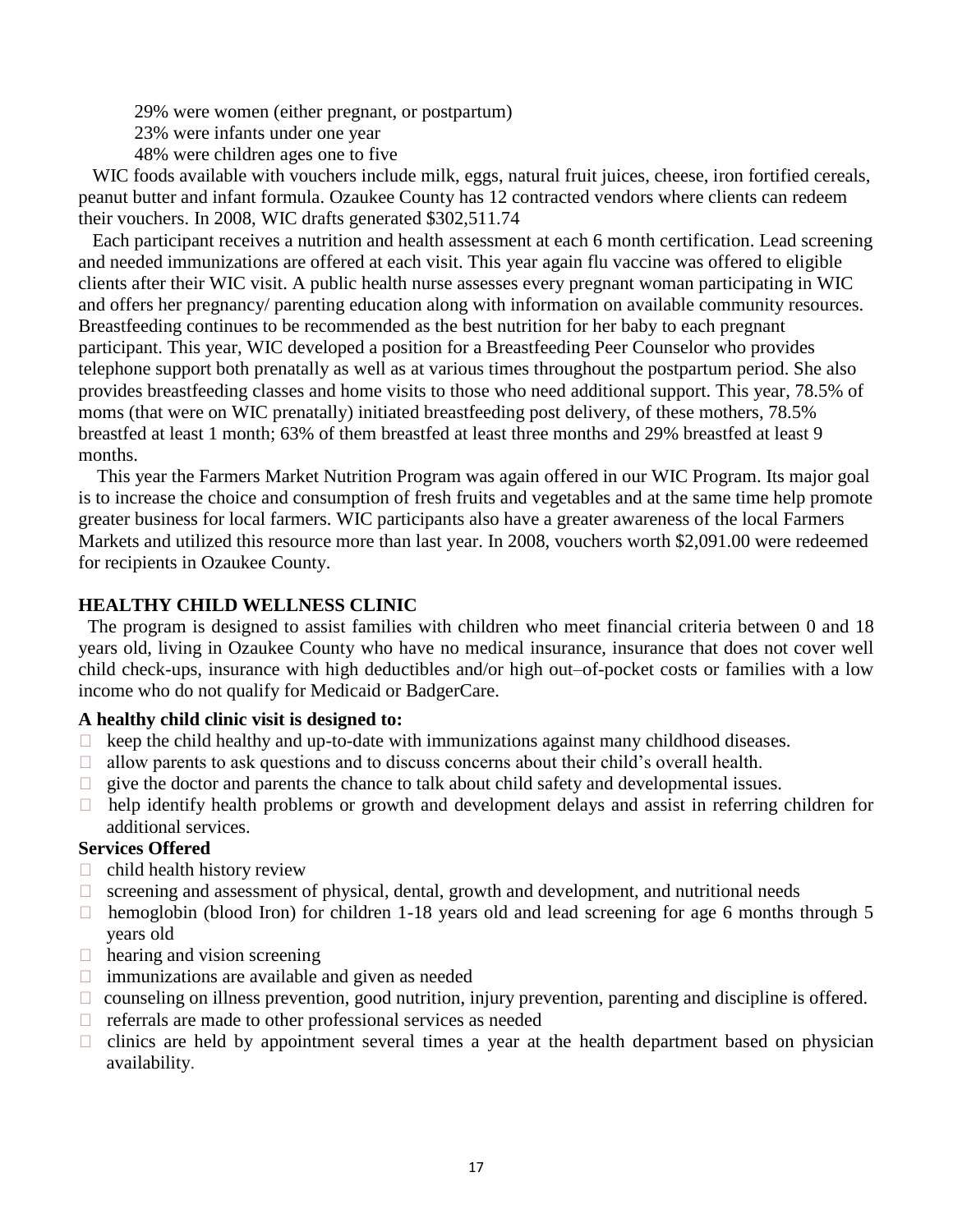29% were women (either pregnant, or postpartum)
23% were infants under one year
48% were children ages one to five

WIC foods available with vouchers include milk, eggs, natural fruit juices, cheese, iron fortified cereals, peanut butter and infant formula. Ozaukee County has 12 contracted vendors where clients can redeem their vouchers. In 2008, WIC drafts generated $302,511.74

Each participant receives a nutrition and health assessment at each 6 month certification. Lead screening and needed immunizations are offered at each visit. This year again flu vaccine was offered to eligible clients after their WIC visit. A public health nurse assesses every pregnant woman participating in WIC and offers her pregnancy/ parenting education along with information on available community resources. Breastfeeding continues to be recommended as the best nutrition for her baby to each pregnant participant. This year, WIC developed a position for a Breastfeeding Peer Counselor who provides telephone support both prenatally as well as at various times throughout the postpartum period. She also provides breastfeeding classes and home visits to those who need additional support. This year, 78.5% of moms (that were on WIC prenatally) initiated breastfeeding post delivery, of these mothers, 78.5% breastfed at least 1 month; 63% of them breastfed at least three months and 29% breastfed at least 9 months.

This year the Farmers Market Nutrition Program was again offered in our WIC Program. Its major goal is to increase the choice and consumption of fresh fruits and vegetables and at the same time help promote greater business for local farmers. WIC participants also have a greater awareness of the local Farmers Markets and utilized this resource more than last year. In 2008, vouchers worth $2,091.00 were redeemed for recipients in Ozaukee County.

## HEALTHY CHILD WELLNESS CLINIC

The program is designed to assist families with children who meet financial criteria between 0 and 18 years old, living in Ozaukee County who have no medical insurance, insurance that does not cover well child check-ups, insurance with high deductibles and/or high out–of-pocket costs or families with a low income who do not qualify for Medicaid or BadgerCare.

**A healthy child clinic visit is designed to:**

- keep the child healthy and up-to-date with immunizations against many childhood diseases.
- allow parents to ask questions and to discuss concerns about their child's overall health.
- give the doctor and parents the chance to talk about child safety and developmental issues.
- help identify health problems or growth and development delays and assist in referring children for additional services.

**Services Offered**

- child health history review
- screening and assessment of physical, dental, growth and development, and nutritional needs
- hemoglobin (blood Iron) for children 1-18 years old and lead screening for age 6 months through 5 years old
- hearing and vision screening
- immunizations are available and given as needed
- counseling on illness prevention, good nutrition, injury prevention, parenting and discipline is offered.
- referrals are made to other professional services as needed
- clinics are held by appointment several times a year at the health department based on physician availability.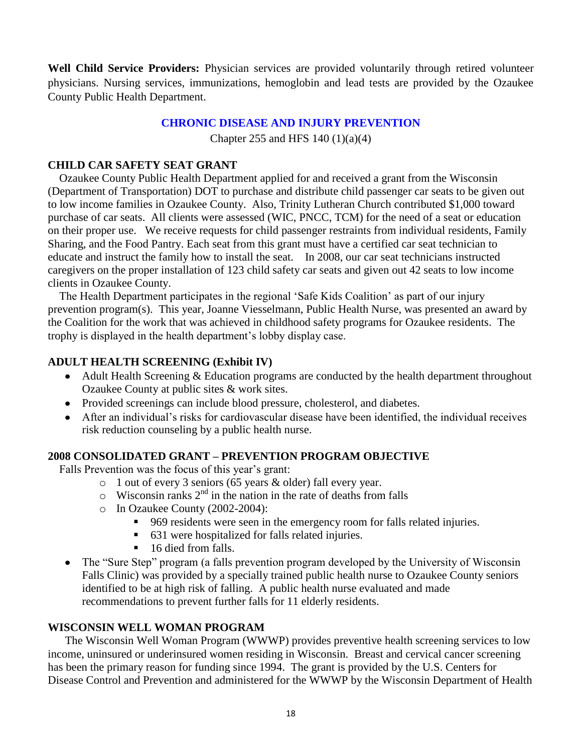**Well Child Service Providers:** Physician services are provided voluntarily through retired volunteer physicians. Nursing services, immunizations, hemoglobin and lead tests are provided by the Ozaukee County Public Health Department.

## CHRONIC DISEASE AND INJURY PREVENTION

Chapter 255 and HFS 140 (1)(a)(4)

### CHILD CAR SAFETY SEAT GRANT

Ozaukee County Public Health Department applied for and received a grant from the Wisconsin (Department of Transportation) DOT to purchase and distribute child passenger car seats to be given out to low income families in Ozaukee County. Also, Trinity Lutheran Church contributed $1,000 toward purchase of car seats. All clients were assessed (WIC, PNCC, TCM) for the need of a seat or education on their proper use. We receive requests for child passenger restraints from individual residents, Family Sharing, and the Food Pantry. Each seat from this grant must have a certified car seat technician to educate and instruct the family how to install the seat. In 2008, our car seat technicians instructed caregivers on the proper installation of 123 child safety car seats and given out 42 seats to low income clients in Ozaukee County.

The Health Department participates in the regional 'Safe Kids Coalition' as part of our injury prevention program(s). This year, Joanne Viesselmann, Public Health Nurse, was presented an award by the Coalition for the work that was achieved in childhood safety programs for Ozaukee residents. The trophy is displayed in the health department's lobby display case.

### ADULT HEALTH SCREENING (Exhibit IV)

- Adult Health Screening & Education programs are conducted by the health department throughout Ozaukee County at public sites & work sites.
- Provided screenings can include blood pressure, cholesterol, and diabetes.
- After an individual's risks for cardiovascular disease have been identified, the individual receives risk reduction counseling by a public health nurse.

### 2008 CONSOLIDATED GRANT – PREVENTION PROGRAM OBJECTIVE

Falls Prevention was the focus of this year's grant:

- 1 out of every 3 seniors (65 years & older) fall every year.
- Wisconsin ranks 2nd in the nation in the rate of deaths from falls
- In Ozaukee County (2002-2004):
  - 969 residents were seen in the emergency room for falls related injuries.
  - 631 were hospitalized for falls related injuries.
  - 16 died from falls.
- The "Sure Step" program (a falls prevention program developed by the University of Wisconsin Falls Clinic) was provided by a specially trained public health nurse to Ozaukee County seniors identified to be at high risk of falling. A public health nurse evaluated and made recommendations to prevent further falls for 11 elderly residents.

### WISCONSIN WELL WOMAN PROGRAM

The Wisconsin Well Woman Program (WWWP) provides preventive health screening services to low income, uninsured or underinsured women residing in Wisconsin. Breast and cervical cancer screening has been the primary reason for funding since 1994. The grant is provided by the U.S. Centers for Disease Control and Prevention and administered for the WWWP by the Wisconsin Department of Health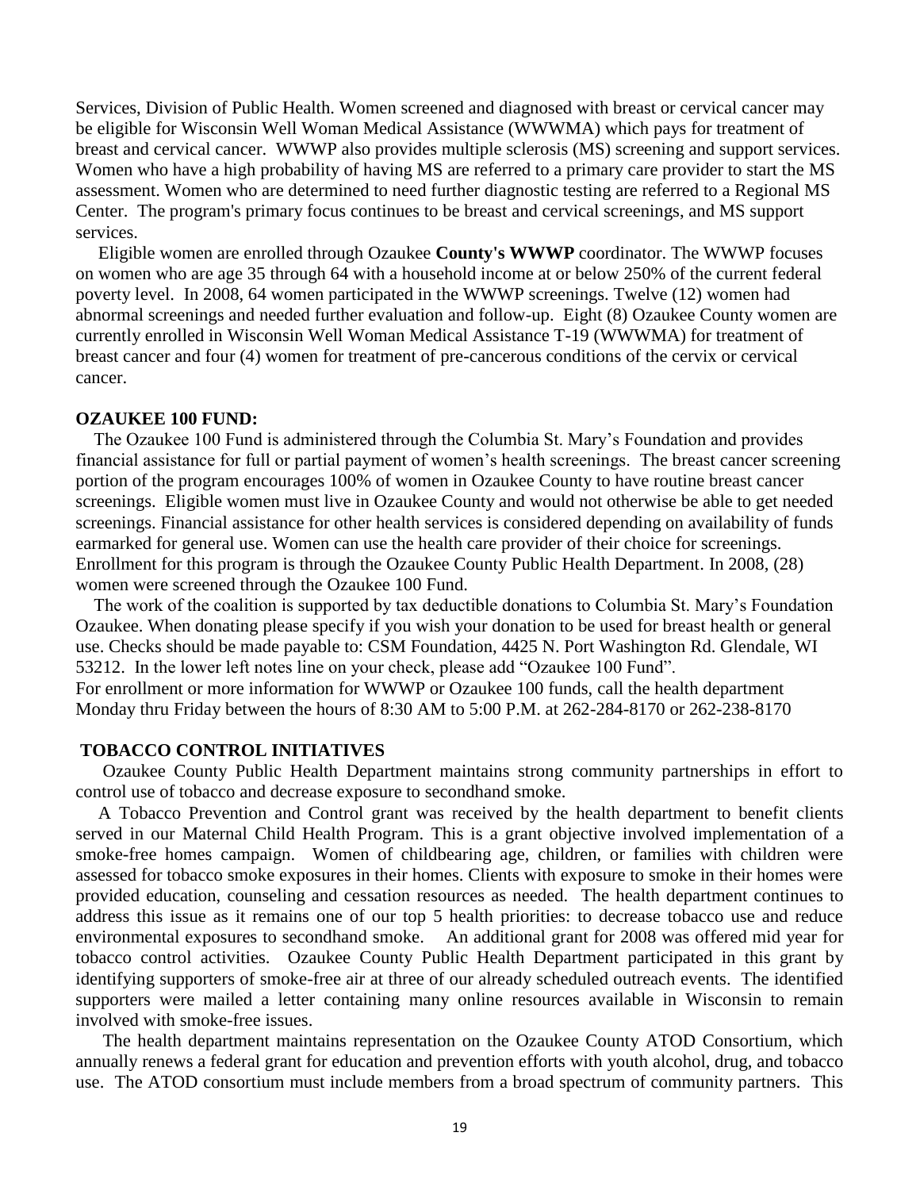Services, Division of Public Health. Women screened and diagnosed with breast or cervical cancer may be eligible for Wisconsin Well Woman Medical Assistance (WWWMA) which pays for treatment of breast and cervical cancer. WWWP also provides multiple sclerosis (MS) screening and support services. Women who have a high probability of having MS are referred to a primary care provider to start the MS assessment. Women who are determined to need further diagnostic testing are referred to a Regional MS Center. The program's primary focus continues to be breast and cervical screenings, and MS support services.

Eligible women are enrolled through Ozaukee **County's WWWP** coordinator. The WWWP focuses on women who are age 35 through 64 with a household income at or below 250% of the current federal poverty level. In 2008, 64 women participated in the WWWP screenings. Twelve (12) women had abnormal screenings and needed further evaluation and follow-up. Eight (8) Ozaukee County women are currently enrolled in Wisconsin Well Woman Medical Assistance T-19 (WWWMA) for treatment of breast cancer and four (4) women for treatment of pre-cancerous conditions of the cervix or cervical cancer.

**OZAUKEE 100 FUND:**

The Ozaukee 100 Fund is administered through the Columbia St. Mary's Foundation and provides financial assistance for full or partial payment of women's health screenings. The breast cancer screening portion of the program encourages 100% of women in Ozaukee County to have routine breast cancer screenings. Eligible women must live in Ozaukee County and would not otherwise be able to get needed screenings. Financial assistance for other health services is considered depending on availability of funds earmarked for general use. Women can use the health care provider of their choice for screenings. Enrollment for this program is through the Ozaukee County Public Health Department. In 2008, (28) women were screened through the Ozaukee 100 Fund.

The work of the coalition is supported by tax deductible donations to Columbia St. Mary's Foundation Ozaukee. When donating please specify if you wish your donation to be used for breast health or general use. Checks should be made payable to: CSM Foundation, 4425 N. Port Washington Rd. Glendale, WI 53212. In the lower left notes line on your check, please add "Ozaukee 100 Fund".
For enrollment or more information for WWWP or Ozaukee 100 funds, call the health department Monday thru Friday between the hours of 8:30 AM to 5:00 P.M. at 262-284-8170 or 262-238-8170

**TOBACCO CONTROL INITIATIVES**

Ozaukee County Public Health Department maintains strong community partnerships in effort to control use of tobacco and decrease exposure to secondhand smoke.

A Tobacco Prevention and Control grant was received by the health department to benefit clients served in our Maternal Child Health Program. This is a grant objective involved implementation of a smoke-free homes campaign. Women of childbearing age, children, or families with children were assessed for tobacco smoke exposures in their homes. Clients with exposure to smoke in their homes were provided education, counseling and cessation resources as needed. The health department continues to address this issue as it remains one of our top 5 health priorities: to decrease tobacco use and reduce environmental exposures to secondhand smoke. An additional grant for 2008 was offered mid year for tobacco control activities. Ozaukee County Public Health Department participated in this grant by identifying supporters of smoke-free air at three of our already scheduled outreach events. The identified supporters were mailed a letter containing many online resources available in Wisconsin to remain involved with smoke-free issues.

The health department maintains representation on the Ozaukee County ATOD Consortium, which annually renews a federal grant for education and prevention efforts with youth alcohol, drug, and tobacco use. The ATOD consortium must include members from a broad spectrum of community partners. This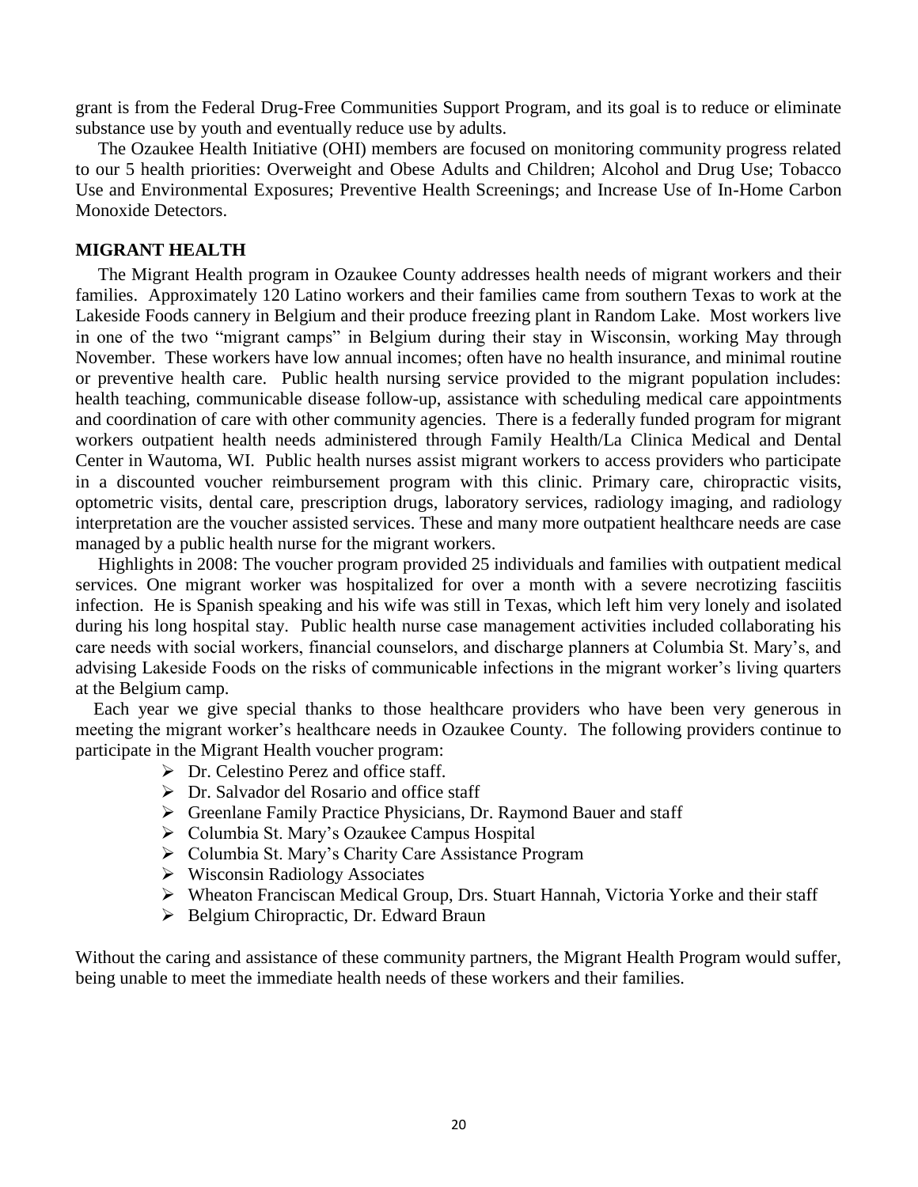grant is from the Federal Drug-Free Communities Support Program, and its goal is to reduce or eliminate substance use by youth and eventually reduce use by adults.

The Ozaukee Health Initiative (OHI) members are focused on monitoring community progress related to our 5 health priorities: Overweight and Obese Adults and Children; Alcohol and Drug Use; Tobacco Use and Environmental Exposures; Preventive Health Screenings; and Increase Use of In-Home Carbon Monoxide Detectors.

## MIGRANT HEALTH

The Migrant Health program in Ozaukee County addresses health needs of migrant workers and their families. Approximately 120 Latino workers and their families came from southern Texas to work at the Lakeside Foods cannery in Belgium and their produce freezing plant in Random Lake. Most workers live in one of the two "migrant camps" in Belgium during their stay in Wisconsin, working May through November. These workers have low annual incomes; often have no health insurance, and minimal routine or preventive health care. Public health nursing service provided to the migrant population includes: health teaching, communicable disease follow-up, assistance with scheduling medical care appointments and coordination of care with other community agencies. There is a federally funded program for migrant workers outpatient health needs administered through Family Health/La Clinica Medical and Dental Center in Wautoma, WI. Public health nurses assist migrant workers to access providers who participate in a discounted voucher reimbursement program with this clinic. Primary care, chiropractic visits, optometric visits, dental care, prescription drugs, laboratory services, radiology imaging, and radiology interpretation are the voucher assisted services. These and many more outpatient healthcare needs are case managed by a public health nurse for the migrant workers.

Highlights in 2008: The voucher program provided 25 individuals and families with outpatient medical services. One migrant worker was hospitalized for over a month with a severe necrotizing fasciitis infection. He is Spanish speaking and his wife was still in Texas, which left him very lonely and isolated during his long hospital stay. Public health nurse case management activities included collaborating his care needs with social workers, financial counselors, and discharge planners at Columbia St. Mary's, and advising Lakeside Foods on the risks of communicable infections in the migrant worker's living quarters at the Belgium camp.

Each year we give special thanks to those healthcare providers who have been very generous in meeting the migrant worker's healthcare needs in Ozaukee County. The following providers continue to participate in the Migrant Health voucher program:

- Dr. Celestino Perez and office staff.
- Dr. Salvador del Rosario and office staff
- Greenlane Family Practice Physicians, Dr. Raymond Bauer and staff
- Columbia St. Mary's Ozaukee Campus Hospital
- Columbia St. Mary's Charity Care Assistance Program
- Wisconsin Radiology Associates
- Wheaton Franciscan Medical Group, Drs. Stuart Hannah, Victoria Yorke and their staff
- Belgium Chiropractic, Dr. Edward Braun

Without the caring and assistance of these community partners, the Migrant Health Program would suffer, being unable to meet the immediate health needs of these workers and their families.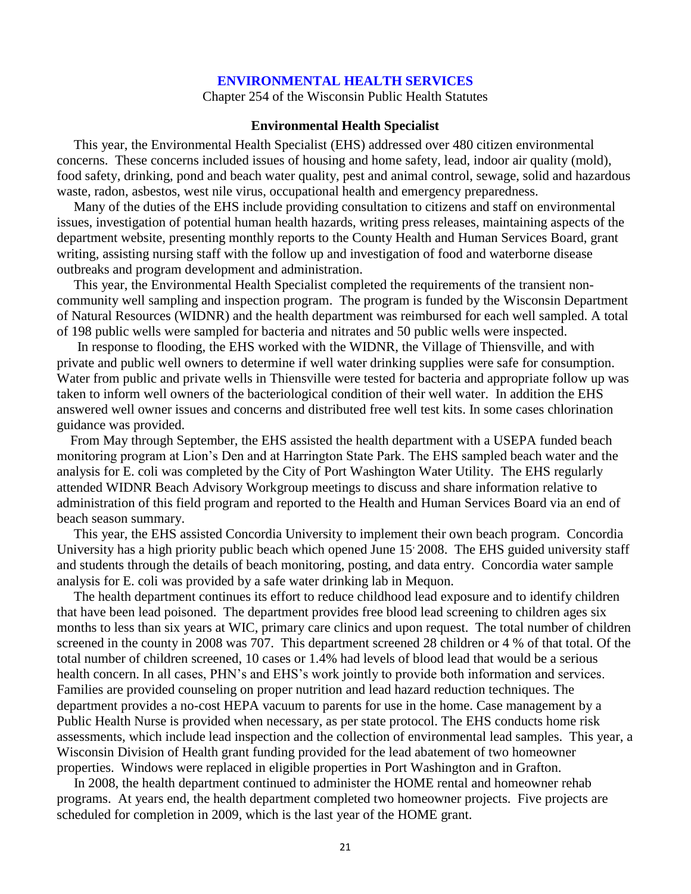## ENVIRONMENTAL HEALTH SERVICES

Chapter 254 of the Wisconsin Public Health Statutes

### Environmental Health Specialist

This year, the Environmental Health Specialist (EHS) addressed over 480 citizen environmental concerns. These concerns included issues of housing and home safety, lead, indoor air quality (mold), food safety, drinking, pond and beach water quality, pest and animal control, sewage, solid and hazardous waste, radon, asbestos, west nile virus, occupational health and emergency preparedness.

Many of the duties of the EHS include providing consultation to citizens and staff on environmental issues, investigation of potential human health hazards, writing press releases, maintaining aspects of the department website, presenting monthly reports to the County Health and Human Services Board, grant writing, assisting nursing staff with the follow up and investigation of food and waterborne disease outbreaks and program development and administration.

This year, the Environmental Health Specialist completed the requirements of the transient non-community well sampling and inspection program. The program is funded by the Wisconsin Department of Natural Resources (WIDNR) and the health department was reimbursed for each well sampled. A total of 198 public wells were sampled for bacteria and nitrates and 50 public wells were inspected.

In response to flooding, the EHS worked with the WIDNR, the Village of Thiensville, and with private and public well owners to determine if well water drinking supplies were safe for consumption. Water from public and private wells in Thiensville were tested for bacteria and appropriate follow up was taken to inform well owners of the bacteriological condition of their well water. In addition the EHS answered well owner issues and concerns and distributed free well test kits. In some cases chlorination guidance was provided.

From May through September, the EHS assisted the health department with a USEPA funded beach monitoring program at Lion's Den and at Harrington State Park. The EHS sampled beach water and the analysis for E. coli was completed by the City of Port Washington Water Utility. The EHS regularly attended WIDNR Beach Advisory Workgroup meetings to discuss and share information relative to administration of this field program and reported to the Health and Human Services Board via an end of beach season summary.

This year, the EHS assisted Concordia University to implement their own beach program. Concordia University has a high priority public beach which opened June 15, 2008. The EHS guided university staff and students through the details of beach monitoring, posting, and data entry. Concordia water sample analysis for E. coli was provided by a safe water drinking lab in Mequon.

The health department continues its effort to reduce childhood lead exposure and to identify children that have been lead poisoned. The department provides free blood lead screening to children ages six months to less than six years at WIC, primary care clinics and upon request. The total number of children screened in the county in 2008 was 707. This department screened 28 children or 4 % of that total. Of the total number of children screened, 10 cases or 1.4% had levels of blood lead that would be a serious health concern. In all cases, PHN's and EHS's work jointly to provide both information and services. Families are provided counseling on proper nutrition and lead hazard reduction techniques. The department provides a no-cost HEPA vacuum to parents for use in the home. Case management by a Public Health Nurse is provided when necessary, as per state protocol. The EHS conducts home risk assessments, which include lead inspection and the collection of environmental lead samples. This year, a Wisconsin Division of Health grant funding provided for the lead abatement of two homeowner properties. Windows were replaced in eligible properties in Port Washington and in Grafton.

In 2008, the health department continued to administer the HOME rental and homeowner rehab programs. At years end, the health department completed two homeowner projects. Five projects are scheduled for completion in 2009, which is the last year of the HOME grant.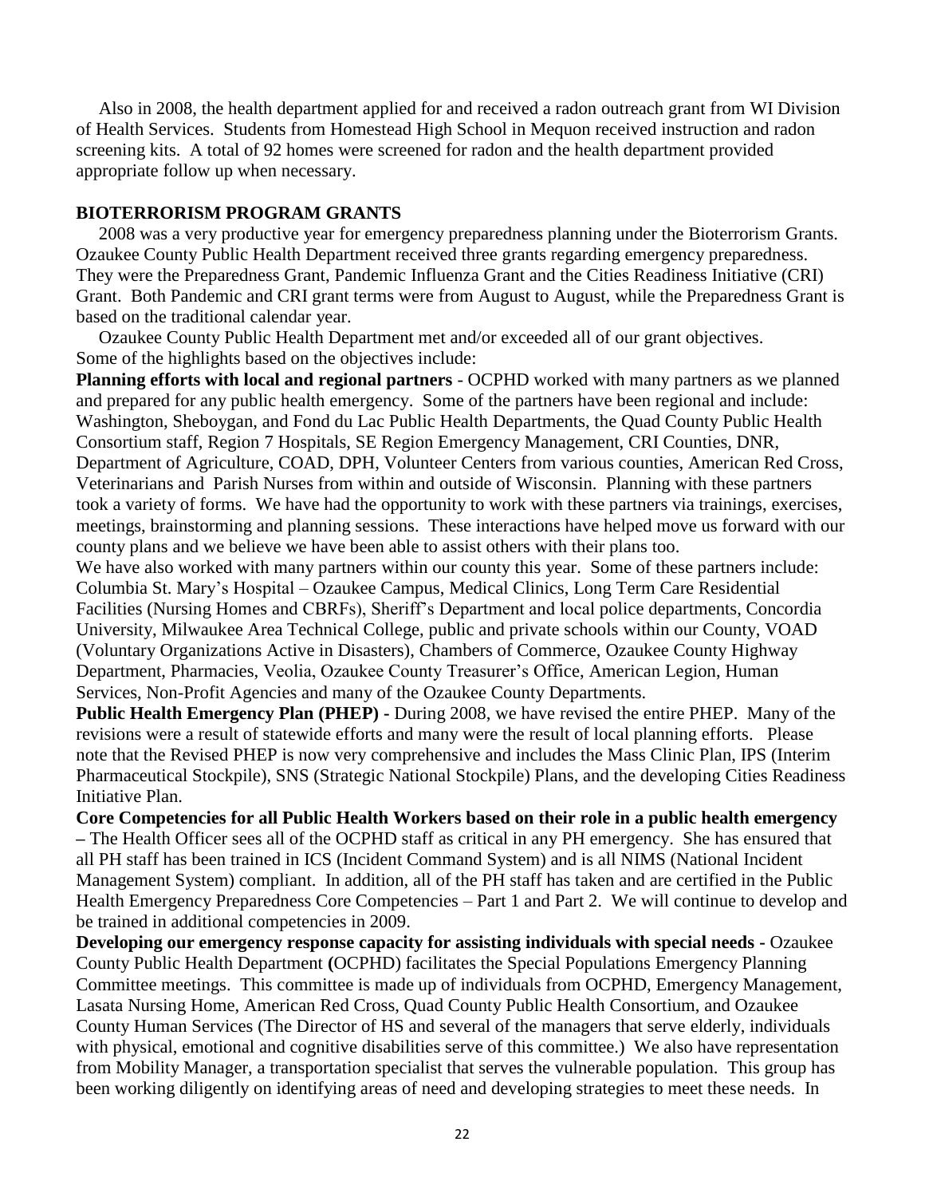Also in 2008, the health department applied for and received a radon outreach grant from WI Division of Health Services. Students from Homestead High School in Mequon received instruction and radon screening kits. A total of 92 homes were screened for radon and the health department provided appropriate follow up when necessary.

## BIOTERRORISM PROGRAM GRANTS

2008 was a very productive year for emergency preparedness planning under the Bioterrorism Grants. Ozaukee County Public Health Department received three grants regarding emergency preparedness. They were the Preparedness Grant, Pandemic Influenza Grant and the Cities Readiness Initiative (CRI) Grant. Both Pandemic and CRI grant terms were from August to August, while the Preparedness Grant is based on the traditional calendar year.

Ozaukee County Public Health Department met and/or exceeded all of our grant objectives. Some of the highlights based on the objectives include:

**Planning efforts with local and regional partners** - OCPHD worked with many partners as we planned and prepared for any public health emergency. Some of the partners have been regional and include: Washington, Sheboygan, and Fond du Lac Public Health Departments, the Quad County Public Health Consortium staff, Region 7 Hospitals, SE Region Emergency Management, CRI Counties, DNR, Department of Agriculture, COAD, DPH, Volunteer Centers from various counties, American Red Cross, Veterinarians and Parish Nurses from within and outside of Wisconsin. Planning with these partners took a variety of forms. We have had the opportunity to work with these partners via trainings, exercises, meetings, brainstorming and planning sessions. These interactions have helped move us forward with our county plans and we believe we have been able to assist others with their plans too.

We have also worked with many partners within our county this year. Some of these partners include: Columbia St. Mary's Hospital – Ozaukee Campus, Medical Clinics, Long Term Care Residential Facilities (Nursing Homes and CBRFs), Sheriff's Department and local police departments, Concordia University, Milwaukee Area Technical College, public and private schools within our County, VOAD (Voluntary Organizations Active in Disasters), Chambers of Commerce, Ozaukee County Highway Department, Pharmacies, Veolia, Ozaukee County Treasurer's Office, American Legion, Human Services, Non-Profit Agencies and many of the Ozaukee County Departments.

**Public Health Emergency Plan (PHEP) -** During 2008, we have revised the entire PHEP. Many of the revisions were a result of statewide efforts and many were the result of local planning efforts. Please note that the Revised PHEP is now very comprehensive and includes the Mass Clinic Plan, IPS (Interim Pharmaceutical Stockpile), SNS (Strategic National Stockpile) Plans, and the developing Cities Readiness Initiative Plan.

**Core Competencies for all Public Health Workers based on their role in a public health emergency –** The Health Officer sees all of the OCPHD staff as critical in any PH emergency. She has ensured that all PH staff has been trained in ICS (Incident Command System) and is all NIMS (National Incident Management System) compliant. In addition, all of the PH staff has taken and are certified in the Public Health Emergency Preparedness Core Competencies – Part 1 and Part 2. We will continue to develop and be trained in additional competencies in 2009.

**Developing our emergency response capacity for assisting individuals with special needs -** Ozaukee County Public Health Department **(**OCPHD) facilitates the Special Populations Emergency Planning Committee meetings. This committee is made up of individuals from OCPHD, Emergency Management, Lasata Nursing Home, American Red Cross, Quad County Public Health Consortium, and Ozaukee County Human Services (The Director of HS and several of the managers that serve elderly, individuals with physical, emotional and cognitive disabilities serve of this committee.) We also have representation from Mobility Manager, a transportation specialist that serves the vulnerable population. This group has been working diligently on identifying areas of need and developing strategies to meet these needs. In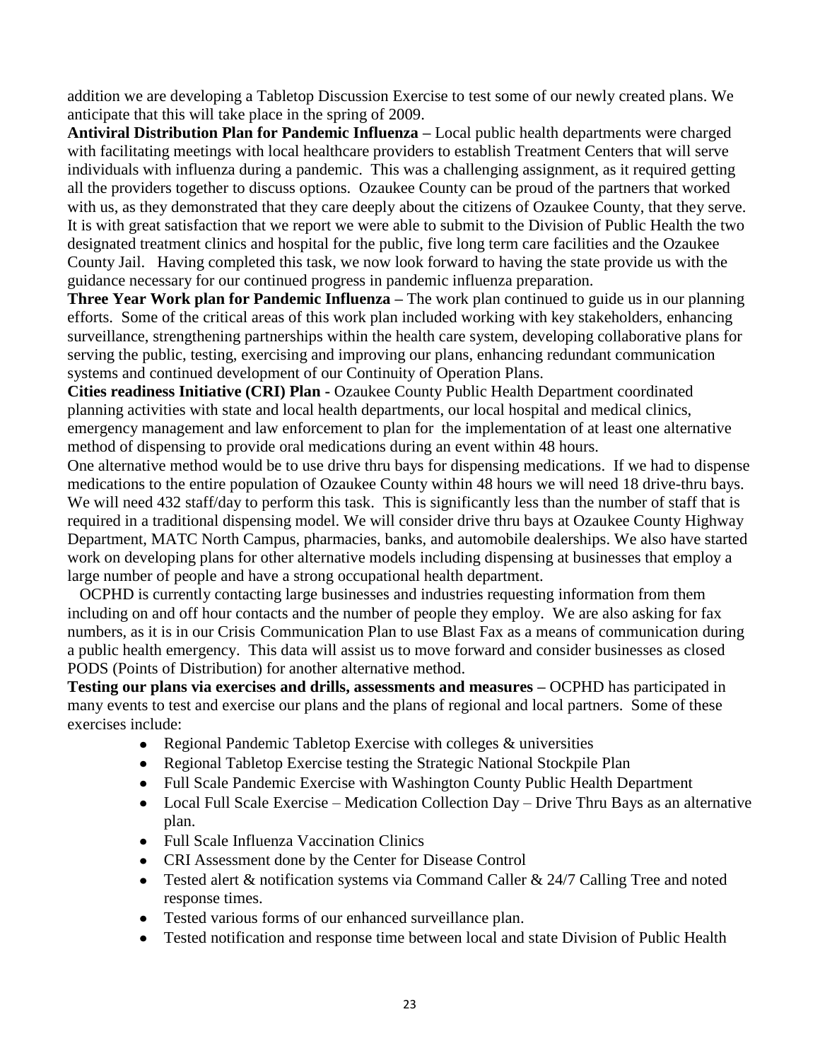addition we are developing a Tabletop Discussion Exercise to test some of our newly created plans. We anticipate that this will take place in the spring of 2009.

**Antiviral Distribution Plan for Pandemic Influenza –** Local public health departments were charged with facilitating meetings with local healthcare providers to establish Treatment Centers that will serve individuals with influenza during a pandemic. This was a challenging assignment, as it required getting all the providers together to discuss options. Ozaukee County can be proud of the partners that worked with us, as they demonstrated that they care deeply about the citizens of Ozaukee County, that they serve. It is with great satisfaction that we report we were able to submit to the Division of Public Health the two designated treatment clinics and hospital for the public, five long term care facilities and the Ozaukee County Jail. Having completed this task, we now look forward to having the state provide us with the guidance necessary for our continued progress in pandemic influenza preparation.

**Three Year Work plan for Pandemic Influenza –** The work plan continued to guide us in our planning efforts. Some of the critical areas of this work plan included working with key stakeholders, enhancing surveillance, strengthening partnerships within the health care system, developing collaborative plans for serving the public, testing, exercising and improving our plans, enhancing redundant communication systems and continued development of our Continuity of Operation Plans.

**Cities readiness Initiative (CRI) Plan -** Ozaukee County Public Health Department coordinated planning activities with state and local health departments, our local hospital and medical clinics, emergency management and law enforcement to plan for the implementation of at least one alternative method of dispensing to provide oral medications during an event within 48 hours.

One alternative method would be to use drive thru bays for dispensing medications. If we had to dispense medications to the entire population of Ozaukee County within 48 hours we will need 18 drive-thru bays. We will need 432 staff/day to perform this task. This is significantly less than the number of staff that is required in a traditional dispensing model. We will consider drive thru bays at Ozaukee County Highway Department, MATC North Campus, pharmacies, banks, and automobile dealerships. We also have started work on developing plans for other alternative models including dispensing at businesses that employ a large number of people and have a strong occupational health department.

OCPHD is currently contacting large businesses and industries requesting information from them including on and off hour contacts and the number of people they employ. We are also asking for fax numbers, as it is in our Crisis Communication Plan to use Blast Fax as a means of communication during a public health emergency. This data will assist us to move forward and consider businesses as closed PODS (Points of Distribution) for another alternative method.

**Testing our plans via exercises and drills, assessments and measures –** OCPHD has participated in many events to test and exercise our plans and the plans of regional and local partners. Some of these exercises include:

- Regional Pandemic Tabletop Exercise with colleges & universities
- Regional Tabletop Exercise testing the Strategic National Stockpile Plan
- Full Scale Pandemic Exercise with Washington County Public Health Department
- Local Full Scale Exercise – Medication Collection Day – Drive Thru Bays as an alternative plan.
- Full Scale Influenza Vaccination Clinics
- CRI Assessment done by the Center for Disease Control
- Tested alert & notification systems via Command Caller & 24/7 Calling Tree and noted response times.
- Tested various forms of our enhanced surveillance plan.
- Tested notification and response time between local and state Division of Public Health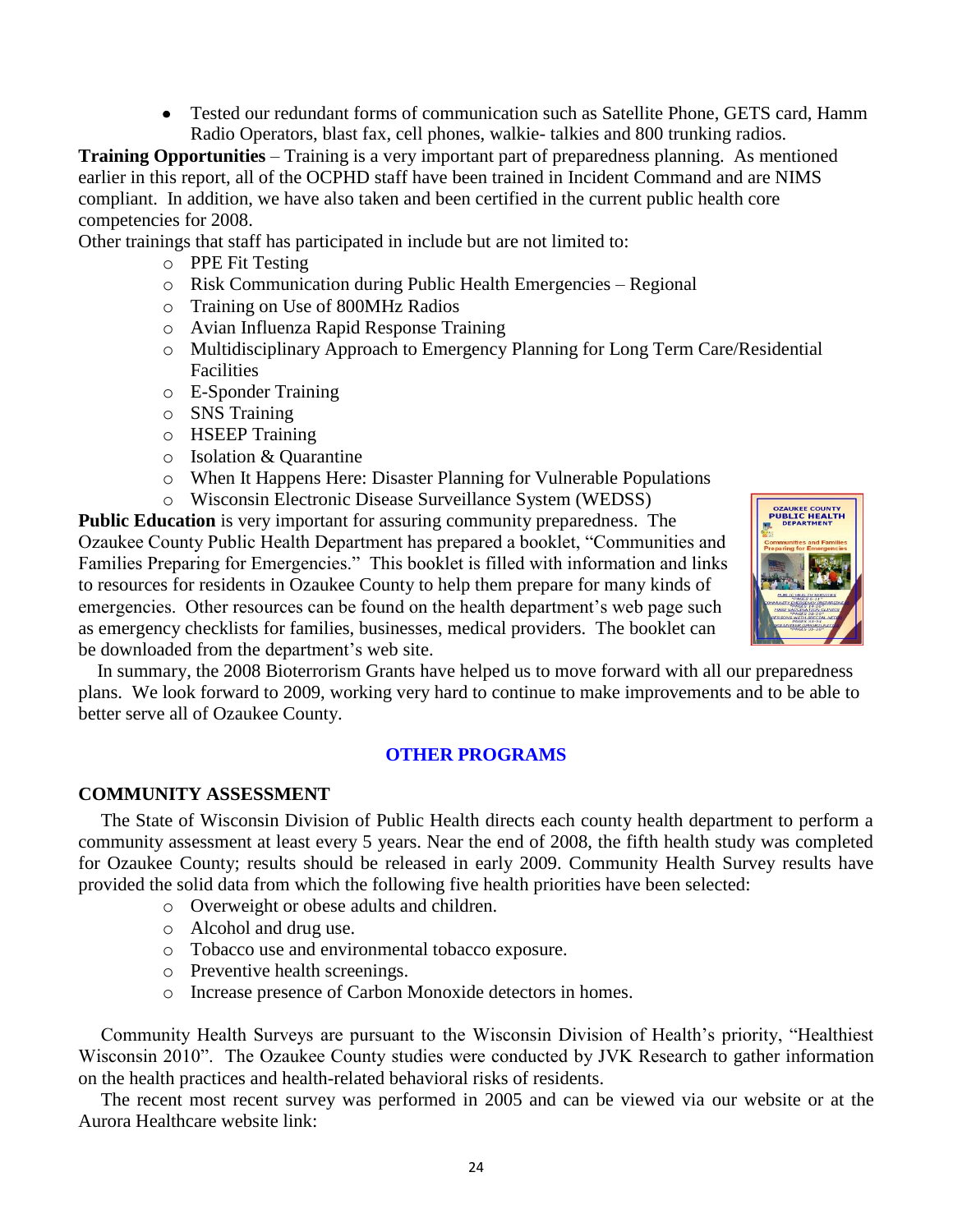- Tested our redundant forms of communication such as Satellite Phone, GETS card, Hamm Radio Operators, blast fax, cell phones, walkie- talkies and 800 trunking radios.

**Training Opportunities** – Training is a very important part of preparedness planning. As mentioned earlier in this report, all of the OCPHD staff have been trained in Incident Command and are NIMS compliant. In addition, we have also taken and been certified in the current public health core competencies for 2008.

Other trainings that staff has participated in include but are not limited to:

- PPE Fit Testing
- Risk Communication during Public Health Emergencies – Regional
- Training on Use of 800MHz Radios
- Avian Influenza Rapid Response Training
- Multidisciplinary Approach to Emergency Planning for Long Term Care/Residential Facilities
- E-Sponder Training
- SNS Training
- HSEEP Training
- Isolation & Quarantine
- When It Happens Here: Disaster Planning for Vulnerable Populations
- Wisconsin Electronic Disease Surveillance System (WEDSS)

**Public Education** is very important for assuring community preparedness. The Ozaukee County Public Health Department has prepared a booklet, "Communities and Families Preparing for Emergencies." This booklet is filled with information and links to resources for residents in Ozaukee County to help them prepare for many kinds of emergencies. Other resources can be found on the health department's web page such as emergency checklists for families, businesses, medical providers. The booklet can be downloaded from the department's web site.

In summary, the 2008 Bioterrorism Grants have helped us to move forward with all our preparedness plans. We look forward to 2009, working very hard to continue to make improvements and to be able to better serve all of Ozaukee County.

## OTHER PROGRAMS

### COMMUNITY ASSESSMENT

The State of Wisconsin Division of Public Health directs each county health department to perform a community assessment at least every 5 years. Near the end of 2008, the fifth health study was completed for Ozaukee County; results should be released in early 2009. Community Health Survey results have provided the solid data from which the following five health priorities have been selected:

- Overweight or obese adults and children.
- Alcohol and drug use.
- Tobacco use and environmental tobacco exposure.
- Preventive health screenings.
- Increase presence of Carbon Monoxide detectors in homes.

Community Health Surveys are pursuant to the Wisconsin Division of Health's priority, "Healthiest Wisconsin 2010". The Ozaukee County studies were conducted by JVK Research to gather information on the health practices and health-related behavioral risks of residents.

The recent most recent survey was performed in 2005 and can be viewed via our website or at the Aurora Healthcare website link: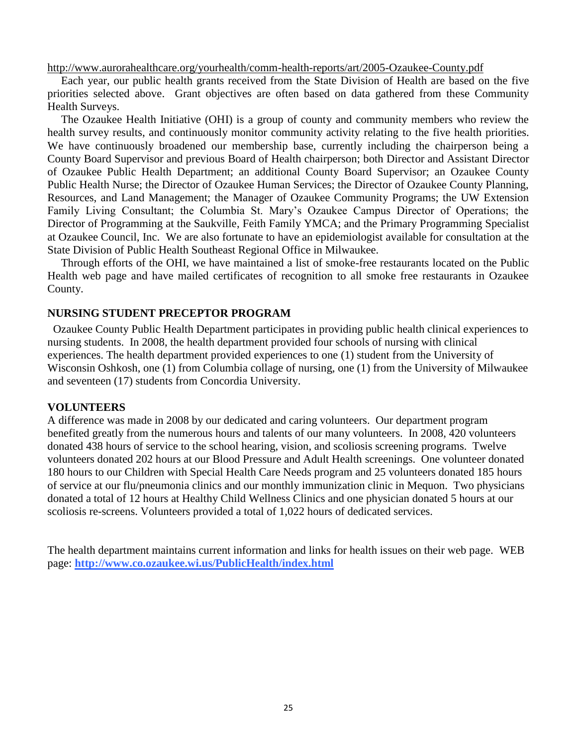http://www.aurorahealthcare.org/yourhealth/comm-health-reports/art/2005-Ozaukee-County.pdf

Each year, our public health grants received from the State Division of Health are based on the five priorities selected above. Grant objectives are often based on data gathered from these Community Health Surveys.

The Ozaukee Health Initiative (OHI) is a group of county and community members who review the health survey results, and continuously monitor community activity relating to the five health priorities. We have continuously broadened our membership base, currently including the chairperson being a County Board Supervisor and previous Board of Health chairperson; both Director and Assistant Director of Ozaukee Public Health Department; an additional County Board Supervisor; an Ozaukee County Public Health Nurse; the Director of Ozaukee Human Services; the Director of Ozaukee County Planning, Resources, and Land Management; the Manager of Ozaukee Community Programs; the UW Extension Family Living Consultant; the Columbia St. Mary's Ozaukee Campus Director of Operations; the Director of Programming at the Saukville, Feith Family YMCA; and the Primary Programming Specialist at Ozaukee Council, Inc. We are also fortunate to have an epidemiologist available for consultation at the State Division of Public Health Southeast Regional Office in Milwaukee.

Through efforts of the OHI, we have maintained a list of smoke-free restaurants located on the Public Health web page and have mailed certificates of recognition to all smoke free restaurants in Ozaukee County.

## NURSING STUDENT PRECEPTOR PROGRAM

Ozaukee County Public Health Department participates in providing public health clinical experiences to nursing students. In 2008, the health department provided four schools of nursing with clinical experiences. The health department provided experiences to one (1) student from the University of Wisconsin Oshkosh, one (1) from Columbia collage of nursing, one (1) from the University of Milwaukee and seventeen (17) students from Concordia University.

## VOLUNTEERS

A difference was made in 2008 by our dedicated and caring volunteers. Our department program benefited greatly from the numerous hours and talents of our many volunteers. In 2008, 420 volunteers donated 438 hours of service to the school hearing, vision, and scoliosis screening programs. Twelve volunteers donated 202 hours at our Blood Pressure and Adult Health screenings. One volunteer donated 180 hours to our Children with Special Health Care Needs program and 25 volunteers donated 185 hours of service at our flu/pneumonia clinics and our monthly immunization clinic in Mequon. Two physicians donated a total of 12 hours at Healthy Child Wellness Clinics and one physician donated 5 hours at our scoliosis re-screens. Volunteers provided a total of 1,022 hours of dedicated services.

The health department maintains current information and links for health issues on their web page. WEB page: **http://www.co.ozaukee.wi.us/PublicHealth/index.html**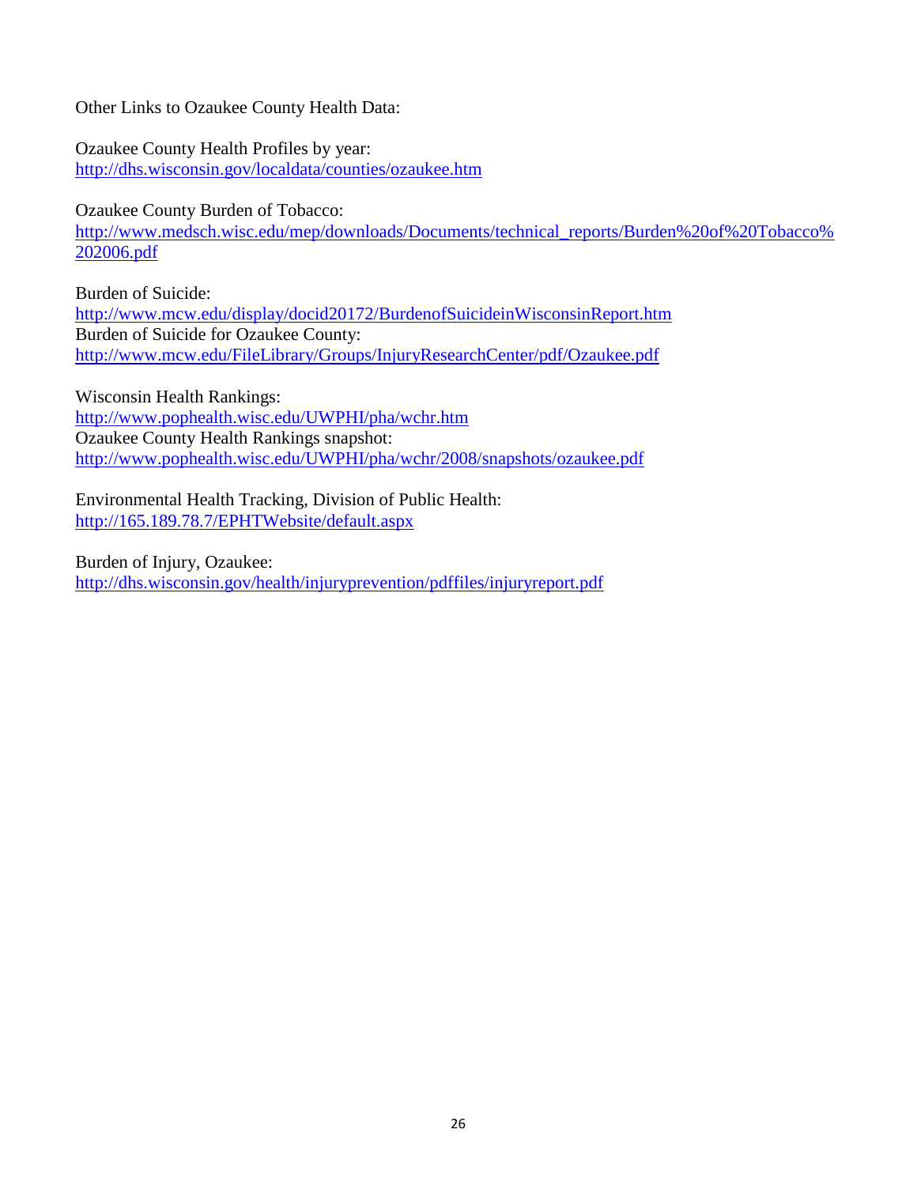Other Links to Ozaukee County Health Data:

Ozaukee County Health Profiles by year:
http://dhs.wisconsin.gov/localdata/counties/ozaukee.htm

Ozaukee County Burden of Tobacco:
http://www.medsch.wisc.edu/mep/downloads/Documents/technical_reports/Burden%20of%20Tobacco%202006.pdf

Burden of Suicide:
http://www.mcw.edu/display/docid20172/BurdenofSuicideinWisconsinReport.htm
Burden of Suicide for Ozaukee County:
http://www.mcw.edu/FileLibrary/Groups/InjuryResearchCenter/pdf/Ozaukee.pdf

Wisconsin Health Rankings:
http://www.pophealth.wisc.edu/UWPHI/pha/wchr.htm
Ozaukee County Health Rankings snapshot:
http://www.pophealth.wisc.edu/UWPHI/pha/wchr/2008/snapshots/ozaukee.pdf

Environmental Health Tracking, Division of Public Health:
http://165.189.78.7/EPHTWebsite/default.aspx

Burden of Injury, Ozaukee:
http://dhs.wisconsin.gov/health/injuryprevention/pdffiles/injuryreport.pdf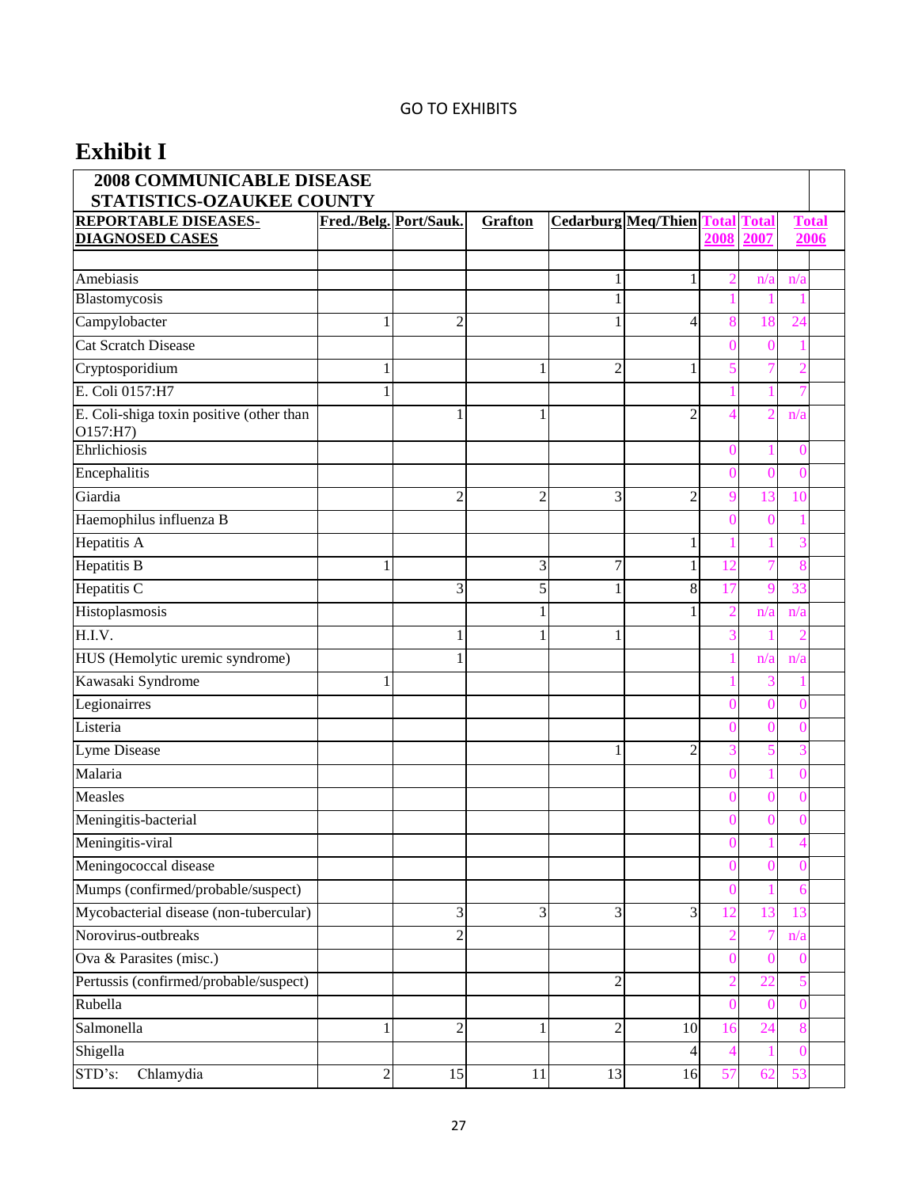GO TO EXHIBITS

# Exhibit I

| 2008 COMMUNICABLE DISEASE STATISTICS-OZAUKEE COUNTY | | | | | | | | |
|---|---|---|---|---|---|---|---|---|
| **REPORTABLE DISEASES-DIAGNOSED CASES** | **Fred./Belg.** | **Port/Sauk.** | **Grafton** | **Cedarburg** | **Meq/Thien** | **Total 2008** | **Total 2007** | **Total 2006** |
| | | | | | | | | |
| Amebiasis | | | | 1 | 1 | 2 | n/a | n/a |
| Blastomycosis | | | | 1 | | 1 | 1 | 1 |
| Campylobacter | 1 | 2 | | 1 | 4 | 8 | 18 | 24 |
| Cat Scratch Disease | | | | | | 0 | 0 | 1 |
| Cryptosporidium | 1 | | 1 | 2 | 1 | 5 | 7 | 2 |
| E. Coli 0157:H7 | 1 | | | | | 1 | 1 | 7 |
| E. Coli-shiga toxin positive (other than O157:H7) | | 1 | 1 | | 2 | 4 | 2 | n/a |
| Ehrlichiosis | | | | | | 0 | 1 | 0 |
| Encephalitis | | | | | | 0 | 0 | 0 |
| Giardia | | 2 | 2 | 3 | 2 | 9 | 13 | 10 |
| Haemophilus influenza B | | | | | | 0 | 0 | 1 |
| Hepatitis A | | | | | 1 | 1 | 1 | 3 |
| Hepatitis B | 1 | | 3 | 7 | 1 | 12 | 7 | 8 |
| Hepatitis C | | 3 | 5 | 1 | 8 | 17 | 9 | 33 |
| Histoplasmosis | | | 1 | | 1 | 2 | n/a | n/a |
| H.I.V. | | 1 | 1 | 1 | | 3 | 1 | 2 |
| HUS (Hemolytic uremic syndrome) | | 1 | | | | 1 | n/a | n/a |
| Kawasaki Syndrome | 1 | | | | | 1 | 3 | 1 |
| Legionairres | | | | | | 0 | 0 | 0 |
| Listeria | | | | | | 0 | 0 | 0 |
| Lyme Disease | | | | 1 | 2 | 3 | 5 | 3 |
| Malaria | | | | | | 0 | 1 | 0 |
| Measles | | | | | | 0 | 0 | 0 |
| Meningitis-bacterial | | | | | | 0 | 0 | 0 |
| Meningitis-viral | | | | | | 0 | 1 | 4 |
| Meningococcal disease | | | | | | 0 | 0 | 0 |
| Mumps (confirmed/probable/suspect) | | | | | | 0 | 1 | 6 |
| Mycobacterial disease (non-tubercular) | | 3 | 3 | 3 | 3 | 12 | 13 | 13 |
| Norovirus-outbreaks | | 2 | | | | 2 | 7 | n/a |
| Ova & Parasites (misc.) | | | | | | 0 | 0 | 0 |
| Pertussis (confirmed/probable/suspect) | | | | 2 | | 2 | 22 | 5 |
| Rubella | | | | | | 0 | 0 | 0 |
| Salmonella | 1 | 2 | 1 | 2 | 10 | 16 | 24 | 8 |
| Shigella | | | | | 4 | 4 | 1 | 0 |
| STD's: Chlamydia | 2 | 15 | 11 | 13 | 16 | 57 | 62 | 53 |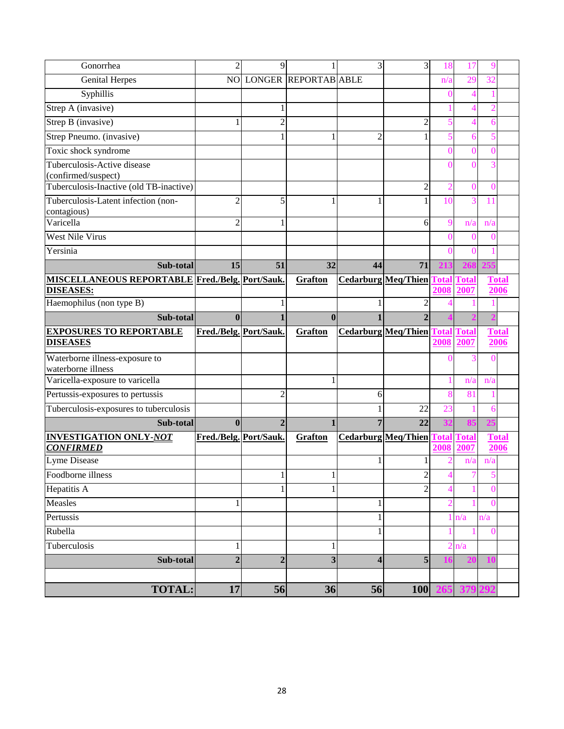| Gonorrhea | 2 | 9 | 1 | 3 | 3 | 18 | 17 | 9 |
|---|---|---|---|---|---|---|---|---|
| Genital Herpes | NO | LONGER | REPORTAB | ABLE | | n/a | 29 | 32 |
| Syphillis | | | | | | 0 | 4 | 1 |
| Strep A (invasive) | | 1 | | | | 1 | 4 | 2 |
| Strep B (invasive) | 1 | 2 | | | 2 | 5 | 4 | 6 |
| Strep Pneumo. (invasive) | | 1 | 1 | 2 | 1 | 5 | 6 | 5 |
| Toxic shock syndrome | | | | | | 0 | 0 | 0 |
| Tuberculosis-Active disease (confirmed/suspect) | | | | | | 0 | 0 | 3 |
| Tuberculosis-Inactive (old TB-inactive) | | | | | 2 | 2 | 0 | 0 |
| Tuberculosis-Latent infection (non-contagious) | 2 | 5 | 1 | 1 | 1 | 10 | 3 | 11 |
| Varicella | 2 | 1 | | | 6 | 9 | n/a | n/a |
| West Nile Virus | | | | | | 0 | 0 | 0 |
| Yersinia | | | | | | 0 | 0 | 1 |
| **Sub-total** | **15** | **51** | **32** | **44** | **71** | **213** | **268** | **255** |
| **MISCELLANEOUS REPORTABLE DISEASES:** | **Fred./Belg.** | **Port/Sauk.** | **Grafton** | **Cedarburg** | **Meq/Thien** | **Total 2008** | **Total 2007** | **Total 2006** |
| Haemophilus (non type B) | | 1 | | 1 | 2 | 4 | 1 | 1 |
| **Sub-total** | **0** | **1** | **0** | **1** | **2** | **4** | **2** | **2** |
| **EXPOSURES TO REPORTABLE DISEASES** | **Fred./Belg.** | **Port/Sauk.** | **Grafton** | **Cedarburg** | **Meq/Thien** | **Total 2008** | **Total 2007** | **Total 2006** |
| Waterborne illness-exposure to waterborne illness | | | | | | 0 | 3 | 0 |
| Varicella-exposure to varicella | | | 1 | | | 1 | n/a | n/a |
| Pertussis-exposures to pertussis | | 2 | | 6 | | 8 | 81 | 1 |
| Tuberculosis-exposures to tuberculosis | | | | 1 | 22 | 23 | 1 | 6 |
| **Sub-total** | **0** | **2** | **1** | **7** | **22** | **32** | **85** | **25** |
| **INVESTIGATION ONLY-*NOT CONFIRMED*** | **Fred./Belg.** | **Port/Sauk.** | **Grafton** | **Cedarburg** | **Meq/Thien** | **Total 2008** | **Total 2007** | **Total 2006** |
| Lyme Disease | | | | 1 | 1 | 2 | n/a | n/a |
| Foodborne illness | | 1 | 1 | | 2 | 4 | 7 | 5 |
| Hepatitis A | | 1 | 1 | | 2 | 4 | 1 | 0 |
| Measles | 1 | | | 1 | | 2 | 1 | 0 |
| Pertussis | | | | 1 | | 1 | n/a | n/a |
| Rubella | | | | 1 | | 1 | 1 | 0 |
| Tuberculosis | 1 | | 1 | | | 2 | n/a | |
| **Sub-total** | **2** | **2** | **3** | **4** | **5** | **16** | **20** | **10** |
| | | | | | | | | |
| **TOTAL:** | **17** | **56** | **36** | **56** | **100** | **265** | **379** | **292** |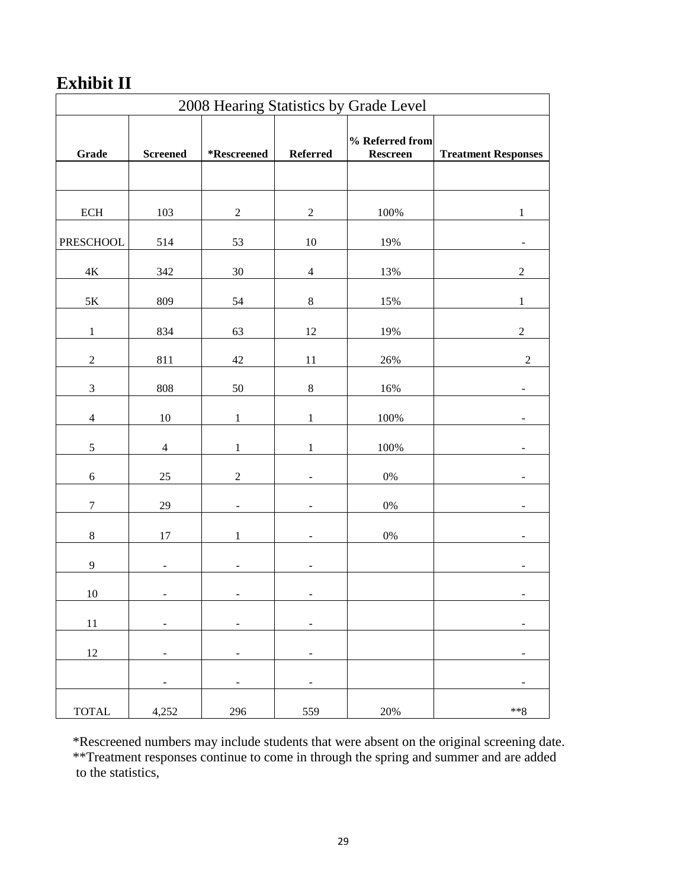# Exhibit II

| 2008 Hearing Statistics by Grade Level | | | | | |
|---|---|---|---|---|---|
| **Grade** | **Screened** | ***Rescreened** | **Referred** | **% Referred from Rescreen** | **Treatment Responses** |
| | | | | | |
| ECH | 103 | 2 | 2 | 100% | 1 |
| PRESCHOOL | 514 | 53 | 10 | 19% | - |
| 4K | 342 | 30 | 4 | 13% | 2 |
| 5K | 809 | 54 | 8 | 15% | 1 |
| 1 | 834 | 63 | 12 | 19% | 2 |
| 2 | 811 | 42 | 11 | 26% | 2 |
| 3 | 808 | 50 | 8 | 16% | - |
| 4 | 10 | 1 | 1 | 100% | - |
| 5 | 4 | 1 | 1 | 100% | - |
| 6 | 25 | 2 | - | 0% | - |
| 7 | 29 | - | - | 0% | - |
| 8 | 17 | 1 | - | 0% | - |
| 9 | - | - | - | | - |
| 10 | - | - | - | | - |
| 11 | - | - | - | | - |
| 12 | - | - | - | | - |
| | - | - | - | | - |
| TOTAL | 4,252 | 296 | 559 | 20% | **8 |

*Rescreened numbers may include students that were absent on the original screening date.
**Treatment responses continue to come in through the spring and summer and are added to the statistics,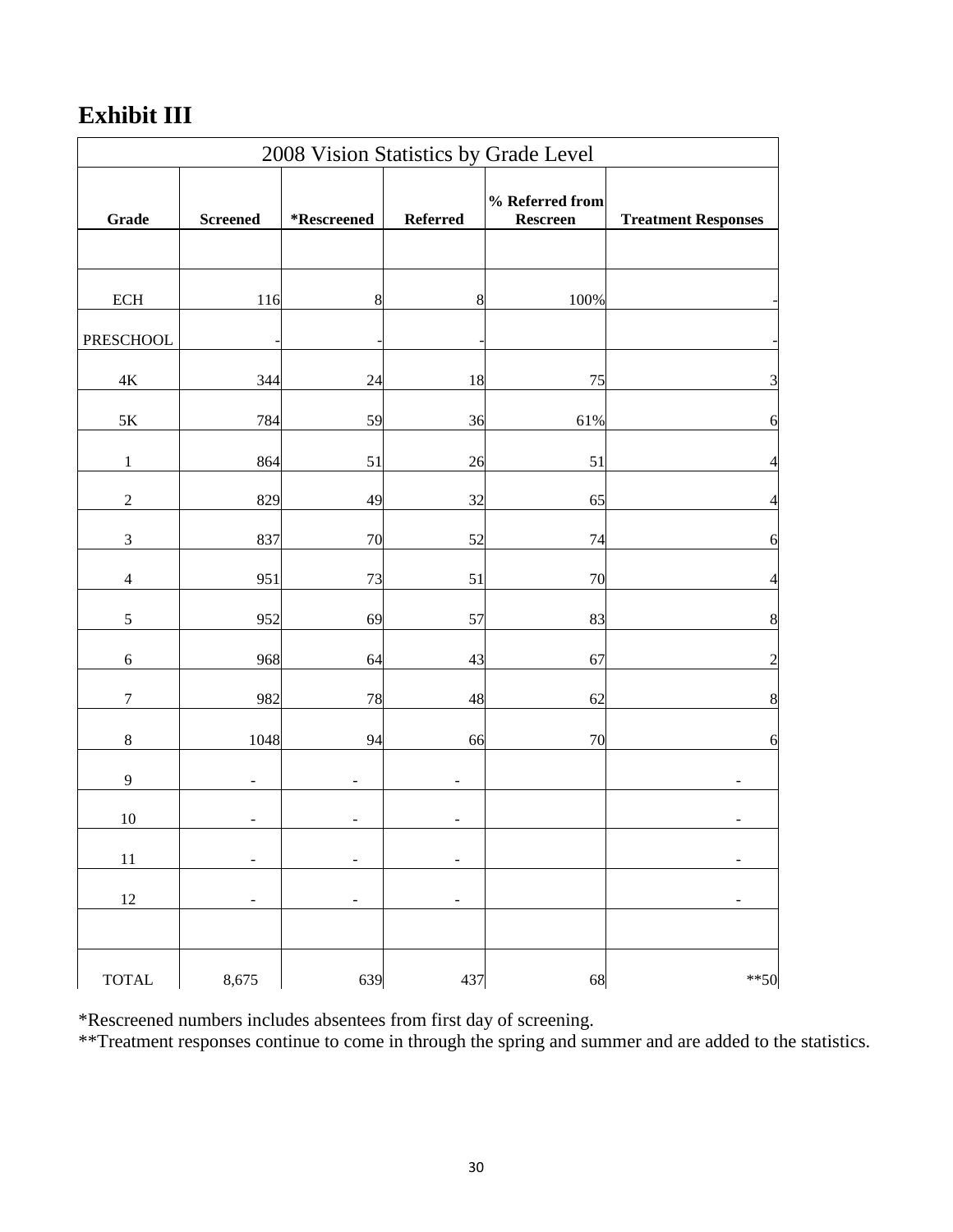# Exhibit III

| 2008 Vision Statistics by Grade Level | | | | | |
|---|---|---|---|---|---|
| Grade | Screened | *Rescreened | Referred | % Referred from Rescreen | Treatment Responses |
| | | | | | |
| ECH | 116 | 8 | 8 | 100% | - |
| PRESCHOOL | - | - | - | | - |
| 4K | 344 | 24 | 18 | 75 | 3 |
| 5K | 784 | 59 | 36 | 61% | 6 |
| 1 | 864 | 51 | 26 | 51 | 4 |
| 2 | 829 | 49 | 32 | 65 | 4 |
| 3 | 837 | 70 | 52 | 74 | 6 |
| 4 | 951 | 73 | 51 | 70 | 4 |
| 5 | 952 | 69 | 57 | 83 | 8 |
| 6 | 968 | 64 | 43 | 67 | 2 |
| 7 | 982 | 78 | 48 | 62 | 8 |
| 8 | 1048 | 94 | 66 | 70 | 6 |
| 9 | - | - | - | | - |
| 10 | - | - | - | | - |
| 11 | - | - | - | | - |
| 12 | - | - | - | | - |
| | | | | | |
| TOTAL | 8,675 | 639 | 437 | 68 | **50 |

*Rescreened numbers includes absentees from first day of screening.

**Treatment responses continue to come in through the spring and summer and are added to the statistics.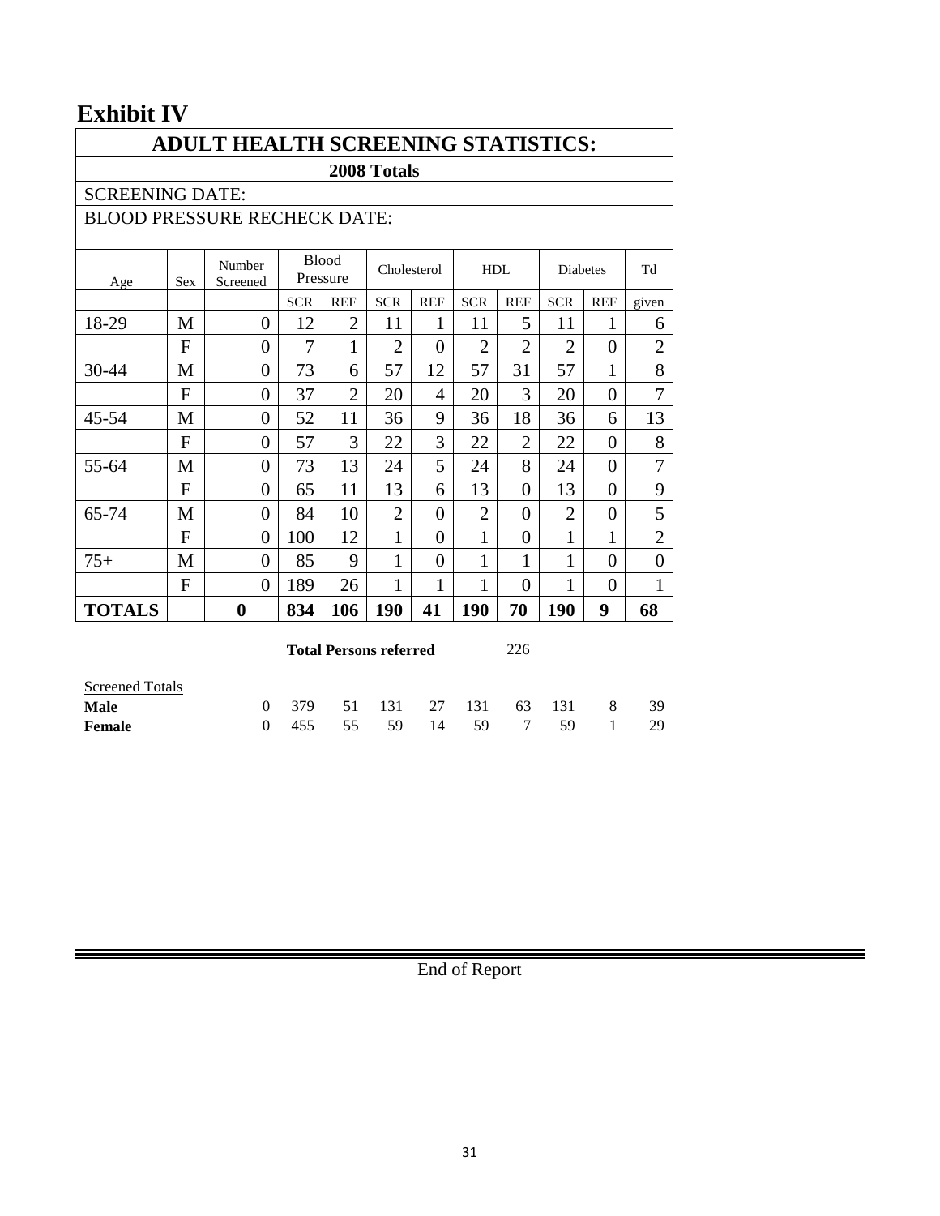# Exhibit IV

| ADULT HEALTH SCREENING STATISTICS: | | | | | | | | | | | | |
|---|---|---|---|---|---|---|---|---|---|---|---|---|
| 2008 Totals | | | | | | | | | | | | |
| SCREENING DATE: | | | | | | | | | | | | |
| BLOOD PRESSURE RECHECK DATE: | | | | | | | | | | | | |
| Age | Sex | Number Screened | Blood Pressure | | Cholesterol | | HDL | | Diabetes | | Td |
| | | | SCR | REF | SCR | REF | SCR | REF | SCR | REF | given |
| 18-29 | M | 0 | 12 | 2 | 11 | 1 | 11 | 5 | 11 | 1 | 6 |
| | F | 0 | 7 | 1 | 2 | 0 | 2 | 2 | 2 | 0 | 2 |
| 30-44 | M | 0 | 73 | 6 | 57 | 12 | 57 | 31 | 57 | 1 | 8 |
| | F | 0 | 37 | 2 | 20 | 4 | 20 | 3 | 20 | 0 | 7 |
| 45-54 | M | 0 | 52 | 11 | 36 | 9 | 36 | 18 | 36 | 6 | 13 |
| | F | 0 | 57 | 3 | 22 | 3 | 22 | 2 | 22 | 0 | 8 |
| 55-64 | M | 0 | 73 | 13 | 24 | 5 | 24 | 8 | 24 | 0 | 7 |
| | F | 0 | 65 | 11 | 13 | 6 | 13 | 0 | 13 | 0 | 9 |
| 65-74 | M | 0 | 84 | 10 | 2 | 0 | 2 | 0 | 2 | 0 | 5 |
| | F | 0 | 100 | 12 | 1 | 0 | 1 | 0 | 1 | 1 | 2 |
| 75+ | M | 0 | 85 | 9 | 1 | 0 | 1 | 1 | 1 | 0 | 0 |
| | F | 0 | 189 | 26 | 1 | 1 | 1 | 0 | 1 | 0 | 1 |
| **TOTALS** | | **0** | **834** | **106** | **190** | **41** | **190** | **70** | **190** | **9** | **68** |

**Total Persons referred** 226

| Screened Totals | | | | | | | | | | |
|---|---|---|---|---|---|---|---|---|---|---|
| **Male** | 0 | 379 | 51 | 131 | 27 | 131 | 63 | 131 | 8 | 39 |
| **Female** | 0 | 455 | 55 | 59 | 14 | 59 | 7 | 59 | 1 | 29 |

End of Report